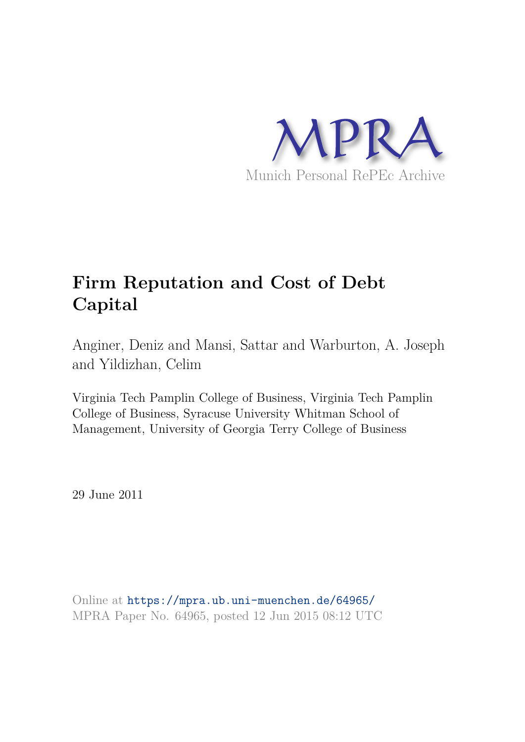MPRA

Munich Personal RePEc Archive

# Firm Reputation and Cost of Debt Capital

Anginer, Deniz and Mansi, Sattar and Warburton, A. Joseph and Yildizhan, Celim

Virginia Tech Pamplin College of Business, Virginia Tech Pamplin College of Business, Syracuse University Whitman School of Management, University of Georgia Terry College of Business

29 June 2011

Online at https://mpra.ub.uni-muenchen.de/64965/
MPRA Paper No. 64965, posted 12 Jun 2015 08:12 UTC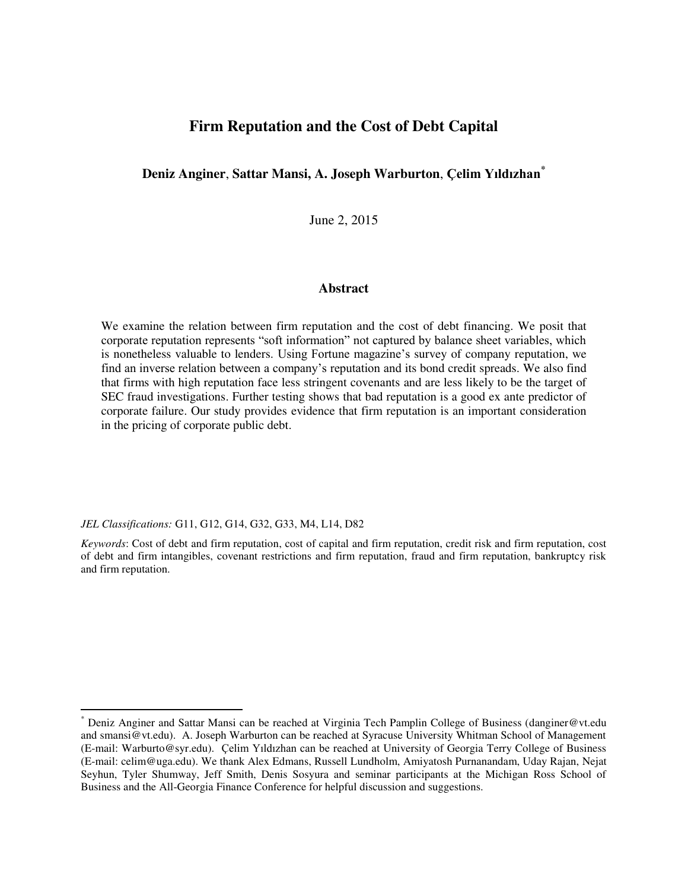# Firm Reputation and the Cost of Debt Capital

**Deniz Anginer, Sattar Mansi, A. Joseph Warburton, Çelim Yıldızhan**[*]

June 2, 2015

## Abstract

We examine the relation between firm reputation and the cost of debt financing. We posit that corporate reputation represents "soft information" not captured by balance sheet variables, which is nonetheless valuable to lenders. Using Fortune magazine's survey of company reputation, we find an inverse relation between a company's reputation and its bond credit spreads. We also find that firms with high reputation face less stringent covenants and are less likely to be the target of SEC fraud investigations. Further testing shows that bad reputation is a good ex ante predictor of corporate failure. Our study provides evidence that firm reputation is an important consideration in the pricing of corporate public debt.

*JEL Classifications:* G11, G12, G14, G32, G33, M4, L14, D82

*Keywords*: Cost of debt and firm reputation, cost of capital and firm reputation, credit risk and firm reputation, cost of debt and firm intangibles, covenant restrictions and firm reputation, fraud and firm reputation, bankruptcy risk and firm reputation.

---

[*] Deniz Anginer and Sattar Mansi can be reached at Virginia Tech Pamplin College of Business (danginer@vt.edu and smansi@vt.edu). A. Joseph Warburton can be reached at Syracuse University Whitman School of Management (E-mail: Warburto@syr.edu). Çelim Yıldızhan can be reached at University of Georgia Terry College of Business (E-mail: celim@uga.edu). We thank Alex Edmans, Russell Lundholm, Amiyatosh Purnanandam, Uday Rajan, Nejat Seyhun, Tyler Shumway, Jeff Smith, Denis Sosyura and seminar participants at the Michigan Ross School of Business and the All-Georgia Finance Conference for helpful discussion and suggestions.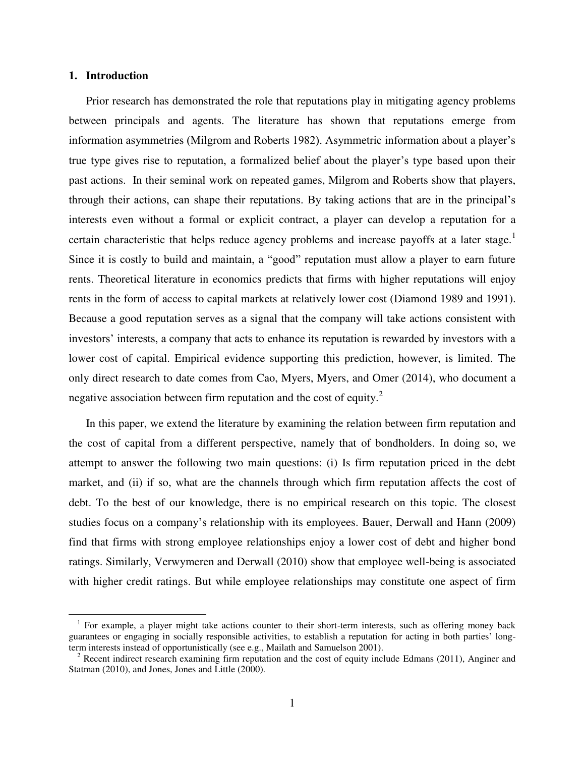## 1. Introduction

Prior research has demonstrated the role that reputations play in mitigating agency problems between principals and agents. The literature has shown that reputations emerge from information asymmetries (Milgrom and Roberts 1982). Asymmetric information about a player's true type gives rise to reputation, a formalized belief about the player's type based upon their past actions. In their seminal work on repeated games, Milgrom and Roberts show that players, through their actions, can shape their reputations. By taking actions that are in the principal's interests even without a formal or explicit contract, a player can develop a reputation for a certain characteristic that helps reduce agency problems and increase payoffs at a later stage.[1] Since it is costly to build and maintain, a "good" reputation must allow a player to earn future rents. Theoretical literature in economics predicts that firms with higher reputations will enjoy rents in the form of access to capital markets at relatively lower cost (Diamond 1989 and 1991). Because a good reputation serves as a signal that the company will take actions consistent with investors' interests, a company that acts to enhance its reputation is rewarded by investors with a lower cost of capital. Empirical evidence supporting this prediction, however, is limited. The only direct research to date comes from Cao, Myers, Myers, and Omer (2014), who document a negative association between firm reputation and the cost of equity.[2]

In this paper, we extend the literature by examining the relation between firm reputation and the cost of capital from a different perspective, namely that of bondholders. In doing so, we attempt to answer the following two main questions: (i) Is firm reputation priced in the debt market, and (ii) if so, what are the channels through which firm reputation affects the cost of debt. To the best of our knowledge, there is no empirical research on this topic. The closest studies focus on a company's relationship with its employees. Bauer, Derwall and Hann (2009) find that firms with strong employee relationships enjoy a lower cost of debt and higher bond ratings. Similarly, Verwymeren and Derwall (2010) show that employee well-being is associated with higher credit ratings. But while employee relationships may constitute one aspect of firm

---

[1] For example, a player might take actions counter to their short-term interests, such as offering money back guarantees or engaging in socially responsible activities, to establish a reputation for acting in both parties' long-term interests instead of opportunistically (see e.g., Mailath and Samuelson 2001).

[2] Recent indirect research examining firm reputation and the cost of equity include Edmans (2011), Anginer and Statman (2010), and Jones, Jones and Little (2000).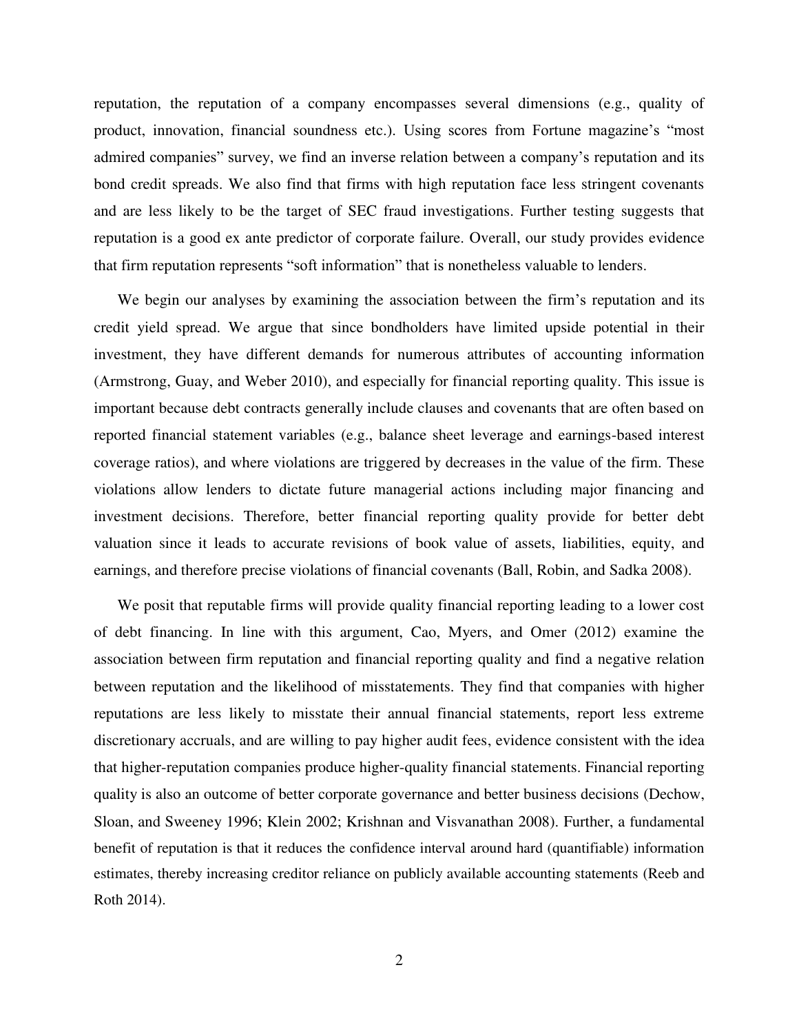reputation, the reputation of a company encompasses several dimensions (e.g., quality of product, innovation, financial soundness etc.). Using scores from Fortune magazine's "most admired companies" survey, we find an inverse relation between a company's reputation and its bond credit spreads. We also find that firms with high reputation face less stringent covenants and are less likely to be the target of SEC fraud investigations. Further testing suggests that reputation is a good ex ante predictor of corporate failure. Overall, our study provides evidence that firm reputation represents "soft information" that is nonetheless valuable to lenders.

We begin our analyses by examining the association between the firm's reputation and its credit yield spread. We argue that since bondholders have limited upside potential in their investment, they have different demands for numerous attributes of accounting information (Armstrong, Guay, and Weber 2010), and especially for financial reporting quality. This issue is important because debt contracts generally include clauses and covenants that are often based on reported financial statement variables (e.g., balance sheet leverage and earnings-based interest coverage ratios), and where violations are triggered by decreases in the value of the firm. These violations allow lenders to dictate future managerial actions including major financing and investment decisions. Therefore, better financial reporting quality provide for better debt valuation since it leads to accurate revisions of book value of assets, liabilities, equity, and earnings, and therefore precise violations of financial covenants (Ball, Robin, and Sadka 2008).

We posit that reputable firms will provide quality financial reporting leading to a lower cost of debt financing. In line with this argument, Cao, Myers, and Omer (2012) examine the association between firm reputation and financial reporting quality and find a negative relation between reputation and the likelihood of misstatements. They find that companies with higher reputations are less likely to misstate their annual financial statements, report less extreme discretionary accruals, and are willing to pay higher audit fees, evidence consistent with the idea that higher-reputation companies produce higher-quality financial statements. Financial reporting quality is also an outcome of better corporate governance and better business decisions (Dechow, Sloan, and Sweeney 1996; Klein 2002; Krishnan and Visvanathan 2008). Further, a fundamental benefit of reputation is that it reduces the confidence interval around hard (quantifiable) information estimates, thereby increasing creditor reliance on publicly available accounting statements (Reeb and Roth 2014).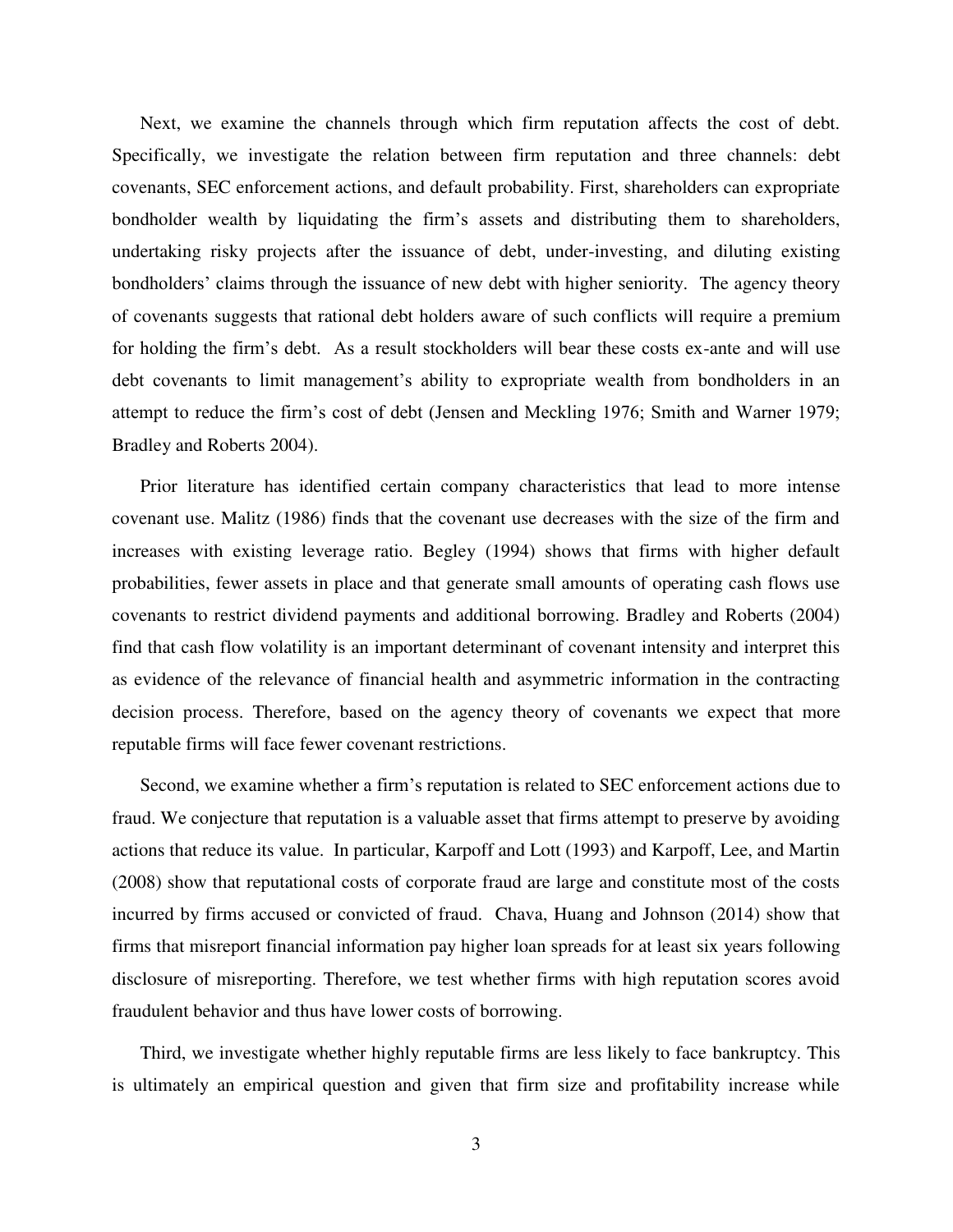Next, we examine the channels through which firm reputation affects the cost of debt. Specifically, we investigate the relation between firm reputation and three channels: debt covenants, SEC enforcement actions, and default probability. First, shareholders can expropriate bondholder wealth by liquidating the firm's assets and distributing them to shareholders, undertaking risky projects after the issuance of debt, under-investing, and diluting existing bondholders' claims through the issuance of new debt with higher seniority. The agency theory of covenants suggests that rational debt holders aware of such conflicts will require a premium for holding the firm's debt. As a result stockholders will bear these costs ex-ante and will use debt covenants to limit management's ability to expropriate wealth from bondholders in an attempt to reduce the firm's cost of debt (Jensen and Meckling 1976; Smith and Warner 1979; Bradley and Roberts 2004).

Prior literature has identified certain company characteristics that lead to more intense covenant use. Malitz (1986) finds that the covenant use decreases with the size of the firm and increases with existing leverage ratio. Begley (1994) shows that firms with higher default probabilities, fewer assets in place and that generate small amounts of operating cash flows use covenants to restrict dividend payments and additional borrowing. Bradley and Roberts (2004) find that cash flow volatility is an important determinant of covenant intensity and interpret this as evidence of the relevance of financial health and asymmetric information in the contracting decision process. Therefore, based on the agency theory of covenants we expect that more reputable firms will face fewer covenant restrictions.

Second, we examine whether a firm's reputation is related to SEC enforcement actions due to fraud. We conjecture that reputation is a valuable asset that firms attempt to preserve by avoiding actions that reduce its value. In particular, Karpoff and Lott (1993) and Karpoff, Lee, and Martin (2008) show that reputational costs of corporate fraud are large and constitute most of the costs incurred by firms accused or convicted of fraud. Chava, Huang and Johnson (2014) show that firms that misreport financial information pay higher loan spreads for at least six years following disclosure of misreporting. Therefore, we test whether firms with high reputation scores avoid fraudulent behavior and thus have lower costs of borrowing.

Third, we investigate whether highly reputable firms are less likely to face bankruptcy. This is ultimately an empirical question and given that firm size and profitability increase while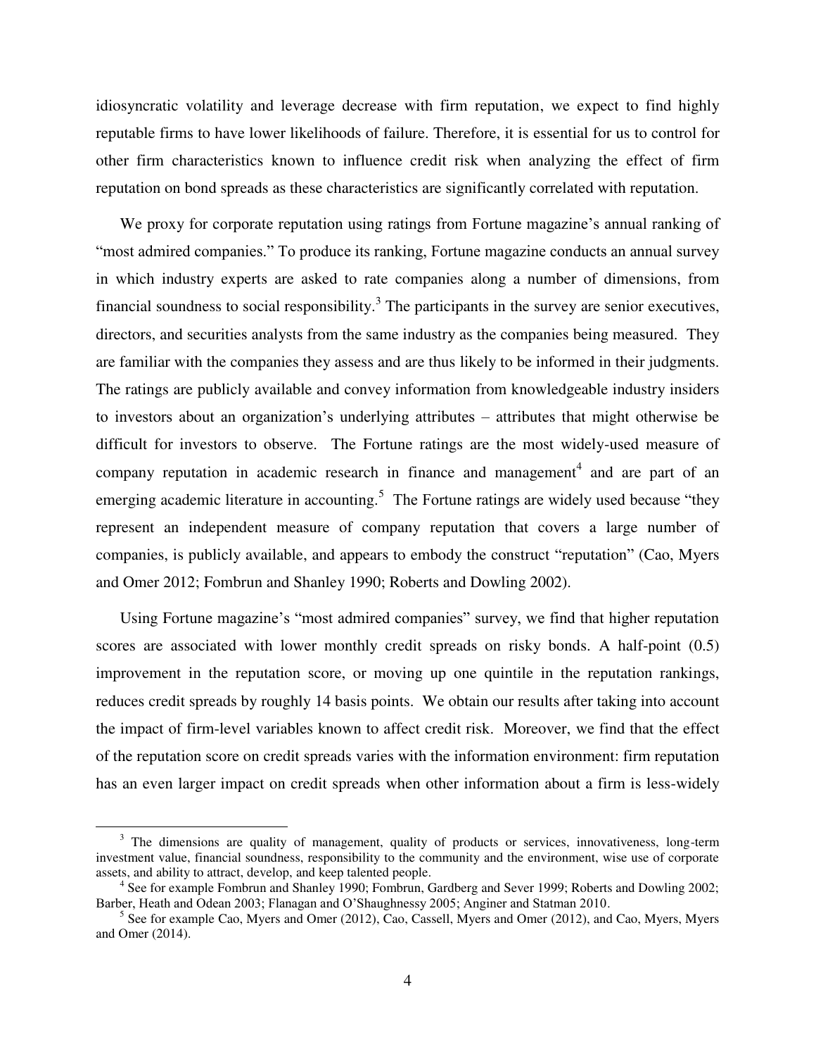idiosyncratic volatility and leverage decrease with firm reputation, we expect to find highly reputable firms to have lower likelihoods of failure. Therefore, it is essential for us to control for other firm characteristics known to influence credit risk when analyzing the effect of firm reputation on bond spreads as these characteristics are significantly correlated with reputation.

We proxy for corporate reputation using ratings from Fortune magazine's annual ranking of "most admired companies." To produce its ranking, Fortune magazine conducts an annual survey in which industry experts are asked to rate companies along a number of dimensions, from financial soundness to social responsibility.[3] The participants in the survey are senior executives, directors, and securities analysts from the same industry as the companies being measured. They are familiar with the companies they assess and are thus likely to be informed in their judgments. The ratings are publicly available and convey information from knowledgeable industry insiders to investors about an organization's underlying attributes – attributes that might otherwise be difficult for investors to observe. The Fortune ratings are the most widely-used measure of company reputation in academic research in finance and management[4] and are part of an emerging academic literature in accounting.[5] The Fortune ratings are widely used because "they represent an independent measure of company reputation that covers a large number of companies, is publicly available, and appears to embody the construct "reputation" (Cao, Myers and Omer 2012; Fombrun and Shanley 1990; Roberts and Dowling 2002).

Using Fortune magazine's "most admired companies" survey, we find that higher reputation scores are associated with lower monthly credit spreads on risky bonds. A half-point (0.5) improvement in the reputation score, or moving up one quintile in the reputation rankings, reduces credit spreads by roughly 14 basis points. We obtain our results after taking into account the impact of firm-level variables known to affect credit risk. Moreover, we find that the effect of the reputation score on credit spreads varies with the information environment: firm reputation has an even larger impact on credit spreads when other information about a firm is less-widely

---

[3] The dimensions are quality of management, quality of products or services, innovativeness, long-term investment value, financial soundness, responsibility to the community and the environment, wise use of corporate assets, and ability to attract, develop, and keep talented people.

[4] See for example Fombrun and Shanley 1990; Fombrun, Gardberg and Sever 1999; Roberts and Dowling 2002; Barber, Heath and Odean 2003; Flanagan and O'Shaughnessy 2005; Anginer and Statman 2010.

[5] See for example Cao, Myers and Omer (2012), Cao, Cassell, Myers and Omer (2012), and Cao, Myers, Myers and Omer (2014).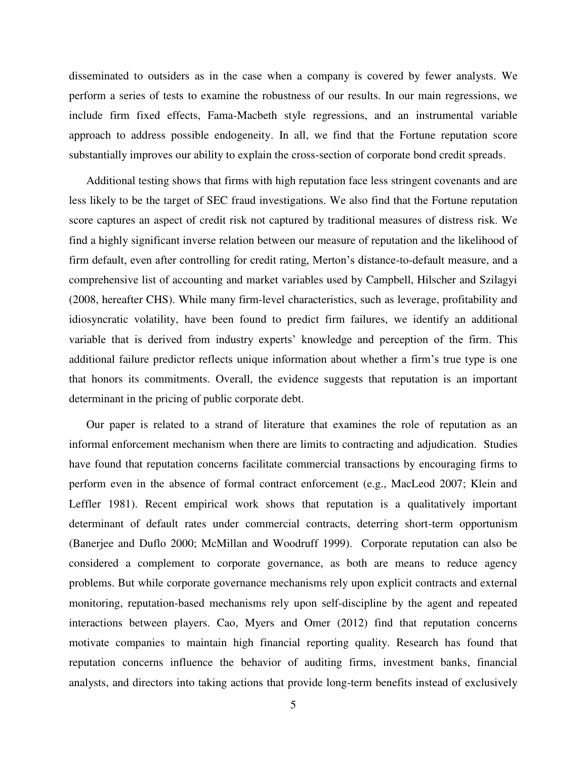disseminated to outsiders as in the case when a company is covered by fewer analysts. We perform a series of tests to examine the robustness of our results. In our main regressions, we include firm fixed effects, Fama-Macbeth style regressions, and an instrumental variable approach to address possible endogeneity. In all, we find that the Fortune reputation score substantially improves our ability to explain the cross-section of corporate bond credit spreads.

Additional testing shows that firms with high reputation face less stringent covenants and are less likely to be the target of SEC fraud investigations. We also find that the Fortune reputation score captures an aspect of credit risk not captured by traditional measures of distress risk. We find a highly significant inverse relation between our measure of reputation and the likelihood of firm default, even after controlling for credit rating, Merton's distance-to-default measure, and a comprehensive list of accounting and market variables used by Campbell, Hilscher and Szilagyi (2008, hereafter CHS). While many firm-level characteristics, such as leverage, profitability and idiosyncratic volatility, have been found to predict firm failures, we identify an additional variable that is derived from industry experts' knowledge and perception of the firm. This additional failure predictor reflects unique information about whether a firm's true type is one that honors its commitments. Overall, the evidence suggests that reputation is an important determinant in the pricing of public corporate debt.

Our paper is related to a strand of literature that examines the role of reputation as an informal enforcement mechanism when there are limits to contracting and adjudication. Studies have found that reputation concerns facilitate commercial transactions by encouraging firms to perform even in the absence of formal contract enforcement (e.g., MacLeod 2007; Klein and Leffler 1981). Recent empirical work shows that reputation is a qualitatively important determinant of default rates under commercial contracts, deterring short-term opportunism (Banerjee and Duflo 2000; McMillan and Woodruff 1999). Corporate reputation can also be considered a complement to corporate governance, as both are means to reduce agency problems. But while corporate governance mechanisms rely upon explicit contracts and external monitoring, reputation-based mechanisms rely upon self-discipline by the agent and repeated interactions between players. Cao, Myers and Omer (2012) find that reputation concerns motivate companies to maintain high financial reporting quality. Research has found that reputation concerns influence the behavior of auditing firms, investment banks, financial analysts, and directors into taking actions that provide long-term benefits instead of exclusively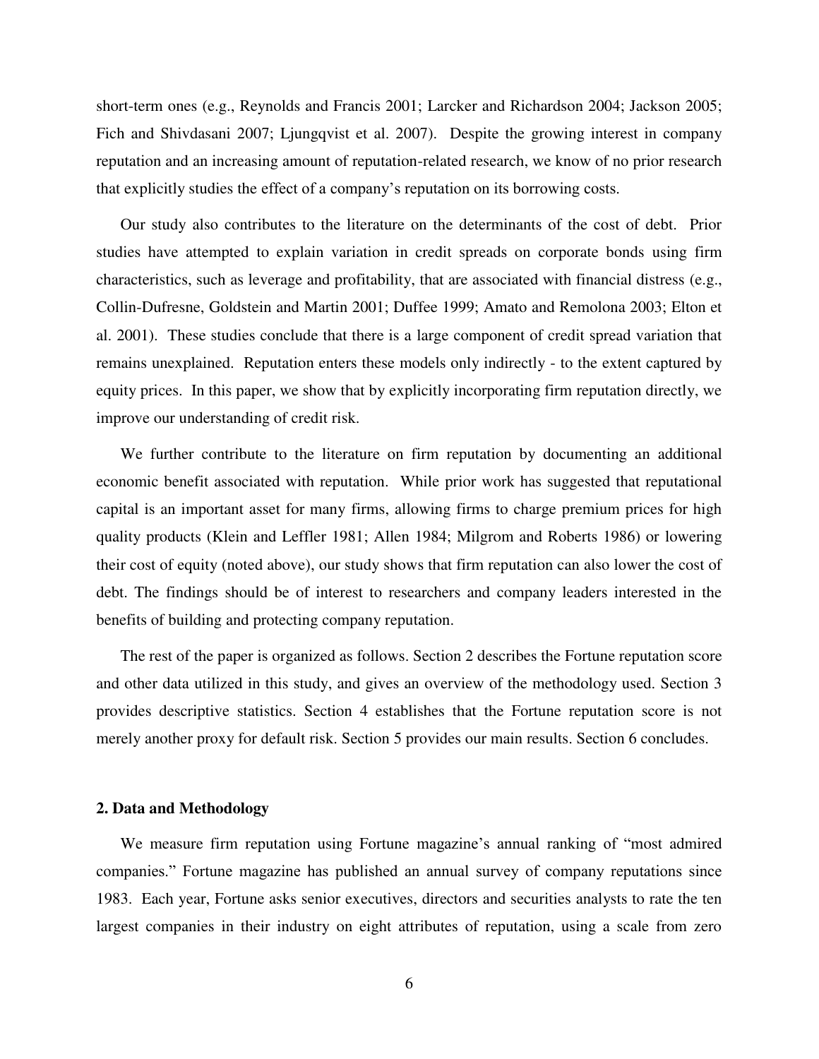short-term ones (e.g., Reynolds and Francis 2001; Larcker and Richardson 2004; Jackson 2005; Fich and Shivdasani 2007; Ljungqvist et al. 2007). Despite the growing interest in company reputation and an increasing amount of reputation-related research, we know of no prior research that explicitly studies the effect of a company's reputation on its borrowing costs.

Our study also contributes to the literature on the determinants of the cost of debt. Prior studies have attempted to explain variation in credit spreads on corporate bonds using firm characteristics, such as leverage and profitability, that are associated with financial distress (e.g., Collin-Dufresne, Goldstein and Martin 2001; Duffee 1999; Amato and Remolona 2003; Elton et al. 2001). These studies conclude that there is a large component of credit spread variation that remains unexplained. Reputation enters these models only indirectly - to the extent captured by equity prices. In this paper, we show that by explicitly incorporating firm reputation directly, we improve our understanding of credit risk.

We further contribute to the literature on firm reputation by documenting an additional economic benefit associated with reputation. While prior work has suggested that reputational capital is an important asset for many firms, allowing firms to charge premium prices for high quality products (Klein and Leffler 1981; Allen 1984; Milgrom and Roberts 1986) or lowering their cost of equity (noted above), our study shows that firm reputation can also lower the cost of debt. The findings should be of interest to researchers and company leaders interested in the benefits of building and protecting company reputation.

The rest of the paper is organized as follows. Section 2 describes the Fortune reputation score and other data utilized in this study, and gives an overview of the methodology used. Section 3 provides descriptive statistics. Section 4 establishes that the Fortune reputation score is not merely another proxy for default risk. Section 5 provides our main results. Section 6 concludes.

## 2. Data and Methodology

We measure firm reputation using Fortune magazine's annual ranking of "most admired companies." Fortune magazine has published an annual survey of company reputations since 1983. Each year, Fortune asks senior executives, directors and securities analysts to rate the ten largest companies in their industry on eight attributes of reputation, using a scale from zero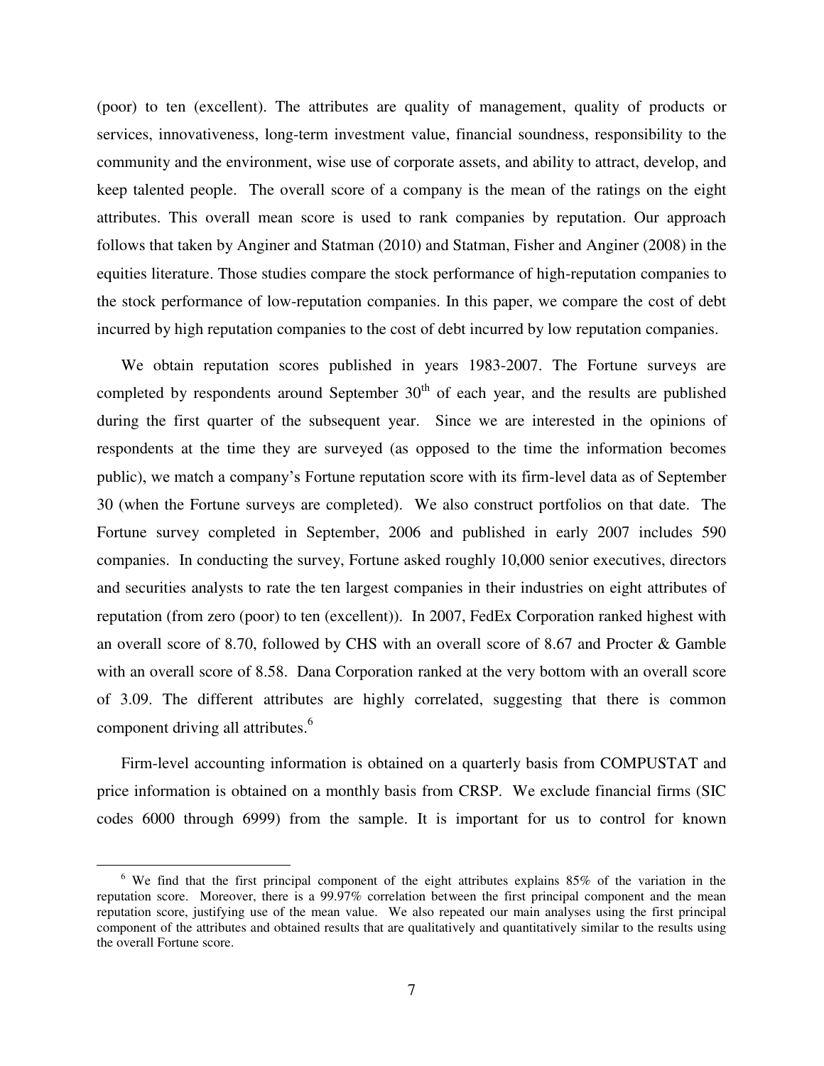(poor) to ten (excellent). The attributes are quality of management, quality of products or services, innovativeness, long-term investment value, financial soundness, responsibility to the community and the environment, wise use of corporate assets, and ability to attract, develop, and keep talented people. The overall score of a company is the mean of the ratings on the eight attributes. This overall mean score is used to rank companies by reputation. Our approach follows that taken by Anginer and Statman (2010) and Statman, Fisher and Anginer (2008) in the equities literature. Those studies compare the stock performance of high-reputation companies to the stock performance of low-reputation companies. In this paper, we compare the cost of debt incurred by high reputation companies to the cost of debt incurred by low reputation companies.

We obtain reputation scores published in years 1983-2007. The Fortune surveys are completed by respondents around September 30th of each year, and the results are published during the first quarter of the subsequent year. Since we are interested in the opinions of respondents at the time they are surveyed (as opposed to the time the information becomes public), we match a company's Fortune reputation score with its firm-level data as of September 30 (when the Fortune surveys are completed). We also construct portfolios on that date. The Fortune survey completed in September, 2006 and published in early 2007 includes 590 companies. In conducting the survey, Fortune asked roughly 10,000 senior executives, directors and securities analysts to rate the ten largest companies in their industries on eight attributes of reputation (from zero (poor) to ten (excellent)). In 2007, FedEx Corporation ranked highest with an overall score of 8.70, followed by CHS with an overall score of 8.67 and Procter & Gamble with an overall score of 8.58. Dana Corporation ranked at the very bottom with an overall score of 3.09. The different attributes are highly correlated, suggesting that there is common component driving all attributes.[6]

Firm-level accounting information is obtained on a quarterly basis from COMPUSTAT and price information is obtained on a monthly basis from CRSP. We exclude financial firms (SIC codes 6000 through 6999) from the sample. It is important for us to control for known

[6] We find that the first principal component of the eight attributes explains 85% of the variation in the reputation score. Moreover, there is a 99.97% correlation between the first principal component and the mean reputation score, justifying use of the mean value. We also repeated our main analyses using the first principal component of the attributes and obtained results that are qualitatively and quantitatively similar to the results using the overall Fortune score.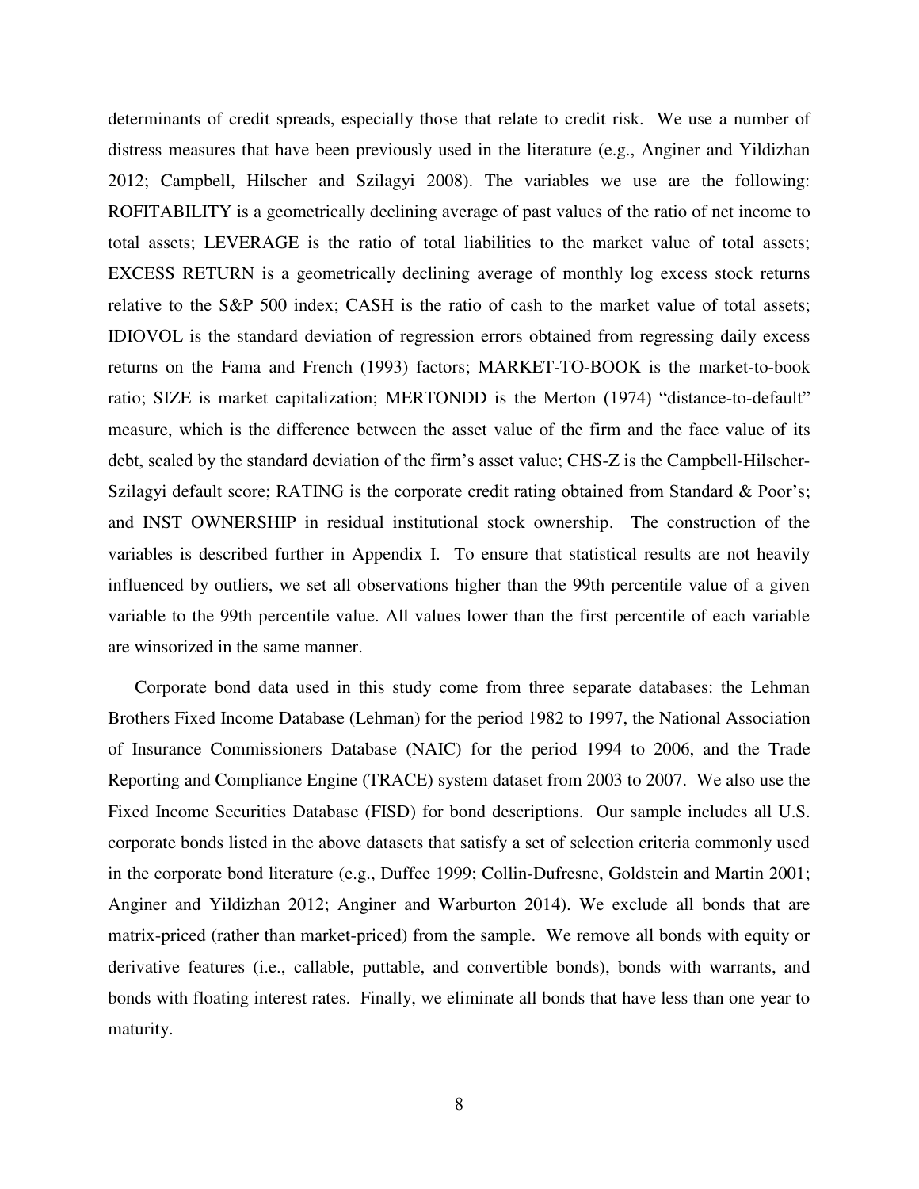determinants of credit spreads, especially those that relate to credit risk. We use a number of distress measures that have been previously used in the literature (e.g., Anginer and Yildizhan 2012; Campbell, Hilscher and Szilagyi 2008). The variables we use are the following: ROFITABILITY is a geometrically declining average of past values of the ratio of net income to total assets; LEVERAGE is the ratio of total liabilities to the market value of total assets; EXCESS RETURN is a geometrically declining average of monthly log excess stock returns relative to the S&P 500 index; CASH is the ratio of cash to the market value of total assets; IDIOVOL is the standard deviation of regression errors obtained from regressing daily excess returns on the Fama and French (1993) factors; MARKET-TO-BOOK is the market-to-book ratio; SIZE is market capitalization; MERTONDD is the Merton (1974) "distance-to-default" measure, which is the difference between the asset value of the firm and the face value of its debt, scaled by the standard deviation of the firm's asset value; CHS-Z is the Campbell-Hilscher-Szilagyi default score; RATING is the corporate credit rating obtained from Standard & Poor's; and INST OWNERSHIP in residual institutional stock ownership. The construction of the variables is described further in Appendix I. To ensure that statistical results are not heavily influenced by outliers, we set all observations higher than the 99th percentile value of a given variable to the 99th percentile value. All values lower than the first percentile of each variable are winsorized in the same manner.

Corporate bond data used in this study come from three separate databases: the Lehman Brothers Fixed Income Database (Lehman) for the period 1982 to 1997, the National Association of Insurance Commissioners Database (NAIC) for the period 1994 to 2006, and the Trade Reporting and Compliance Engine (TRACE) system dataset from 2003 to 2007. We also use the Fixed Income Securities Database (FISD) for bond descriptions. Our sample includes all U.S. corporate bonds listed in the above datasets that satisfy a set of selection criteria commonly used in the corporate bond literature (e.g., Duffee 1999; Collin-Dufresne, Goldstein and Martin 2001; Anginer and Yildizhan 2012; Anginer and Warburton 2014). We exclude all bonds that are matrix-priced (rather than market-priced) from the sample. We remove all bonds with equity or derivative features (i.e., callable, puttable, and convertible bonds), bonds with warrants, and bonds with floating interest rates. Finally, we eliminate all bonds that have less than one year to maturity.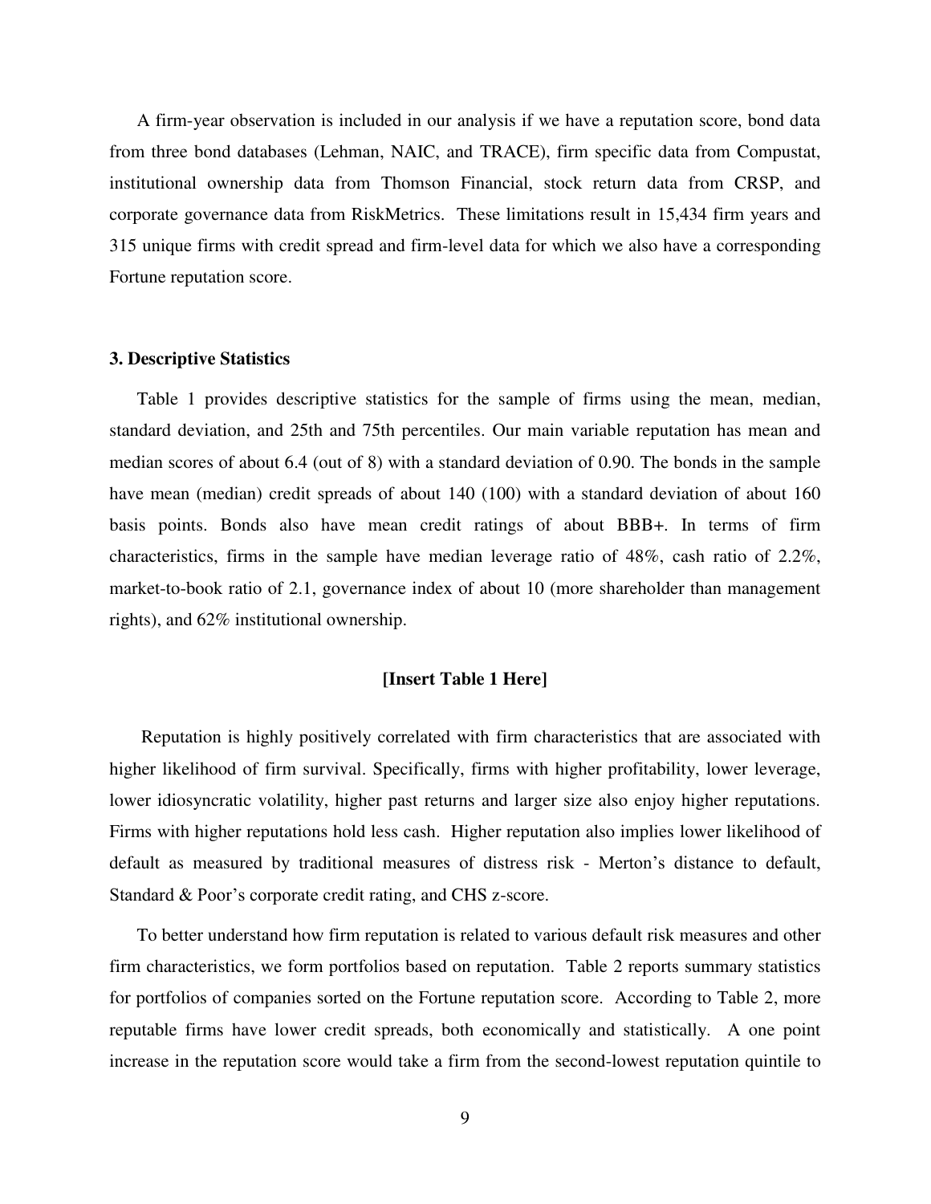A firm-year observation is included in our analysis if we have a reputation score, bond data from three bond databases (Lehman, NAIC, and TRACE), firm specific data from Compustat, institutional ownership data from Thomson Financial, stock return data from CRSP, and corporate governance data from RiskMetrics. These limitations result in 15,434 firm years and 315 unique firms with credit spread and firm-level data for which we also have a corresponding Fortune reputation score.

### 3. Descriptive Statistics

Table 1 provides descriptive statistics for the sample of firms using the mean, median, standard deviation, and 25th and 75th percentiles. Our main variable reputation has mean and median scores of about 6.4 (out of 8) with a standard deviation of 0.90. The bonds in the sample have mean (median) credit spreads of about 140 (100) with a standard deviation of about 160 basis points. Bonds also have mean credit ratings of about BBB+. In terms of firm characteristics, firms in the sample have median leverage ratio of 48%, cash ratio of 2.2%, market-to-book ratio of 2.1, governance index of about 10 (more shareholder than management rights), and 62% institutional ownership.

**[Insert Table 1 Here]**

Reputation is highly positively correlated with firm characteristics that are associated with higher likelihood of firm survival. Specifically, firms with higher profitability, lower leverage, lower idiosyncratic volatility, higher past returns and larger size also enjoy higher reputations. Firms with higher reputations hold less cash. Higher reputation also implies lower likelihood of default as measured by traditional measures of distress risk - Merton's distance to default, Standard & Poor's corporate credit rating, and CHS z-score.

To better understand how firm reputation is related to various default risk measures and other firm characteristics, we form portfolios based on reputation. Table 2 reports summary statistics for portfolios of companies sorted on the Fortune reputation score. According to Table 2, more reputable firms have lower credit spreads, both economically and statistically. A one point increase in the reputation score would take a firm from the second-lowest reputation quintile to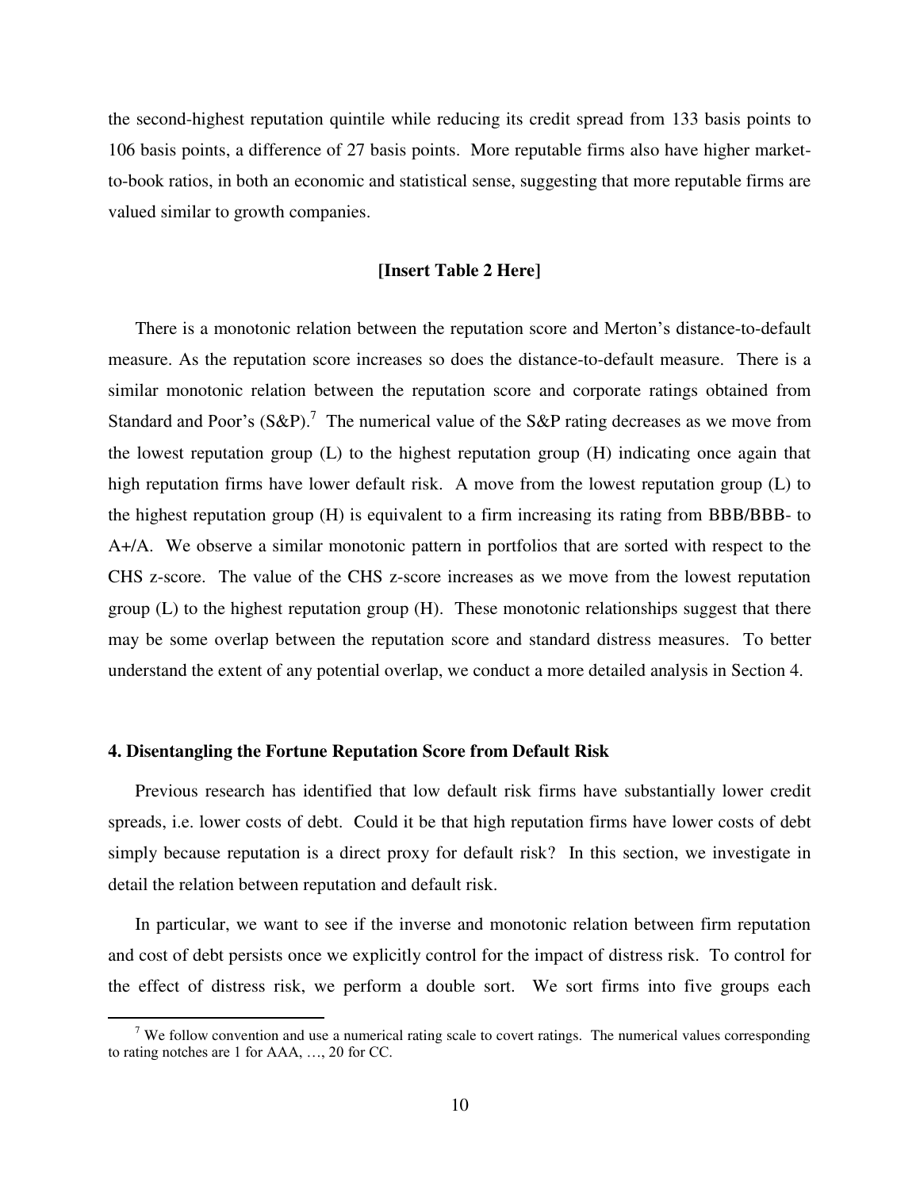the second-highest reputation quintile while reducing its credit spread from 133 basis points to 106 basis points, a difference of 27 basis points. More reputable firms also have higher market-to-book ratios, in both an economic and statistical sense, suggesting that more reputable firms are valued similar to growth companies.

**[Insert Table 2 Here]**

There is a monotonic relation between the reputation score and Merton's distance-to-default measure. As the reputation score increases so does the distance-to-default measure. There is a similar monotonic relation between the reputation score and corporate ratings obtained from Standard and Poor's (S&P).[7] The numerical value of the S&P rating decreases as we move from the lowest reputation group (L) to the highest reputation group (H) indicating once again that high reputation firms have lower default risk. A move from the lowest reputation group (L) to the highest reputation group (H) is equivalent to a firm increasing its rating from BBB/BBB- to A+/A. We observe a similar monotonic pattern in portfolios that are sorted with respect to the CHS z-score. The value of the CHS z-score increases as we move from the lowest reputation group (L) to the highest reputation group (H). These monotonic relationships suggest that there may be some overlap between the reputation score and standard distress measures. To better understand the extent of any potential overlap, we conduct a more detailed analysis in Section 4.

## 4. Disentangling the Fortune Reputation Score from Default Risk

Previous research has identified that low default risk firms have substantially lower credit spreads, i.e. lower costs of debt. Could it be that high reputation firms have lower costs of debt simply because reputation is a direct proxy for default risk? In this section, we investigate in detail the relation between reputation and default risk.

In particular, we want to see if the inverse and monotonic relation between firm reputation and cost of debt persists once we explicitly control for the impact of distress risk. To control for the effect of distress risk, we perform a double sort. We sort firms into five groups each

[7] We follow convention and use a numerical rating scale to covert ratings. The numerical values corresponding to rating notches are 1 for AAA, …, 20 for CC.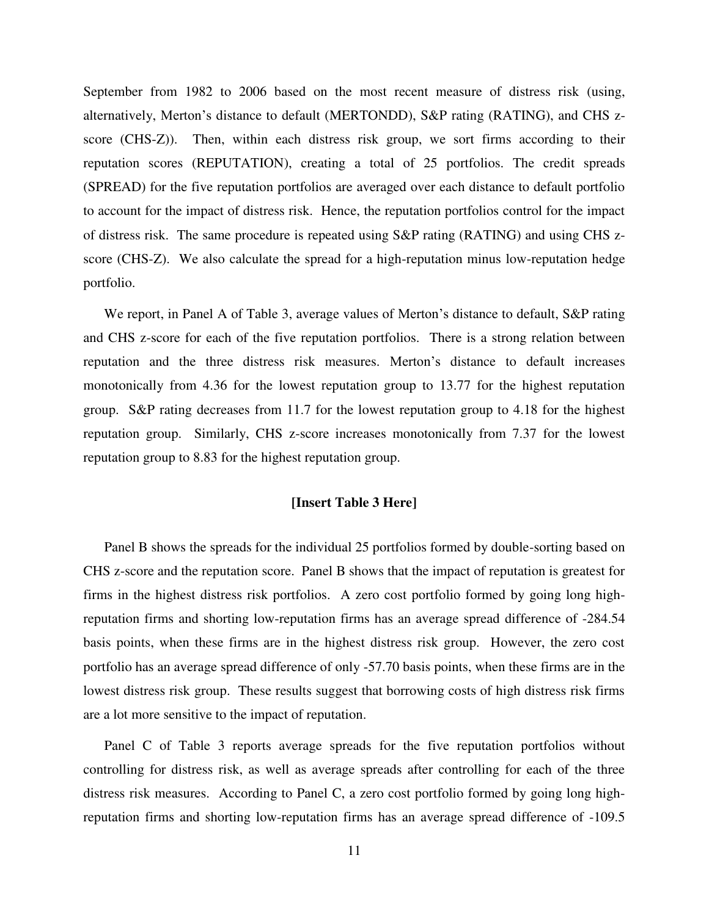September from 1982 to 2006 based on the most recent measure of distress risk (using, alternatively, Merton's distance to default (MERTONDD), S&P rating (RATING), and CHS z-score (CHS-Z)). Then, within each distress risk group, we sort firms according to their reputation scores (REPUTATION), creating a total of 25 portfolios. The credit spreads (SPREAD) for the five reputation portfolios are averaged over each distance to default portfolio to account for the impact of distress risk. Hence, the reputation portfolios control for the impact of distress risk. The same procedure is repeated using S&P rating (RATING) and using CHS z-score (CHS-Z). We also calculate the spread for a high-reputation minus low-reputation hedge portfolio.

We report, in Panel A of Table 3, average values of Merton's distance to default, S&P rating and CHS z-score for each of the five reputation portfolios. There is a strong relation between reputation and the three distress risk measures. Merton's distance to default increases monotonically from 4.36 for the lowest reputation group to 13.77 for the highest reputation group. S&P rating decreases from 11.7 for the lowest reputation group to 4.18 for the highest reputation group. Similarly, CHS z-score increases monotonically from 7.37 for the lowest reputation group to 8.83 for the highest reputation group.

**[Insert Table 3 Here]**

Panel B shows the spreads for the individual 25 portfolios formed by double-sorting based on CHS z-score and the reputation score. Panel B shows that the impact of reputation is greatest for firms in the highest distress risk portfolios. A zero cost portfolio formed by going long high-reputation firms and shorting low-reputation firms has an average spread difference of -284.54 basis points, when these firms are in the highest distress risk group. However, the zero cost portfolio has an average spread difference of only -57.70 basis points, when these firms are in the lowest distress risk group. These results suggest that borrowing costs of high distress risk firms are a lot more sensitive to the impact of reputation.

Panel C of Table 3 reports average spreads for the five reputation portfolios without controlling for distress risk, as well as average spreads after controlling for each of the three distress risk measures. According to Panel C, a zero cost portfolio formed by going long high-reputation firms and shorting low-reputation firms has an average spread difference of -109.5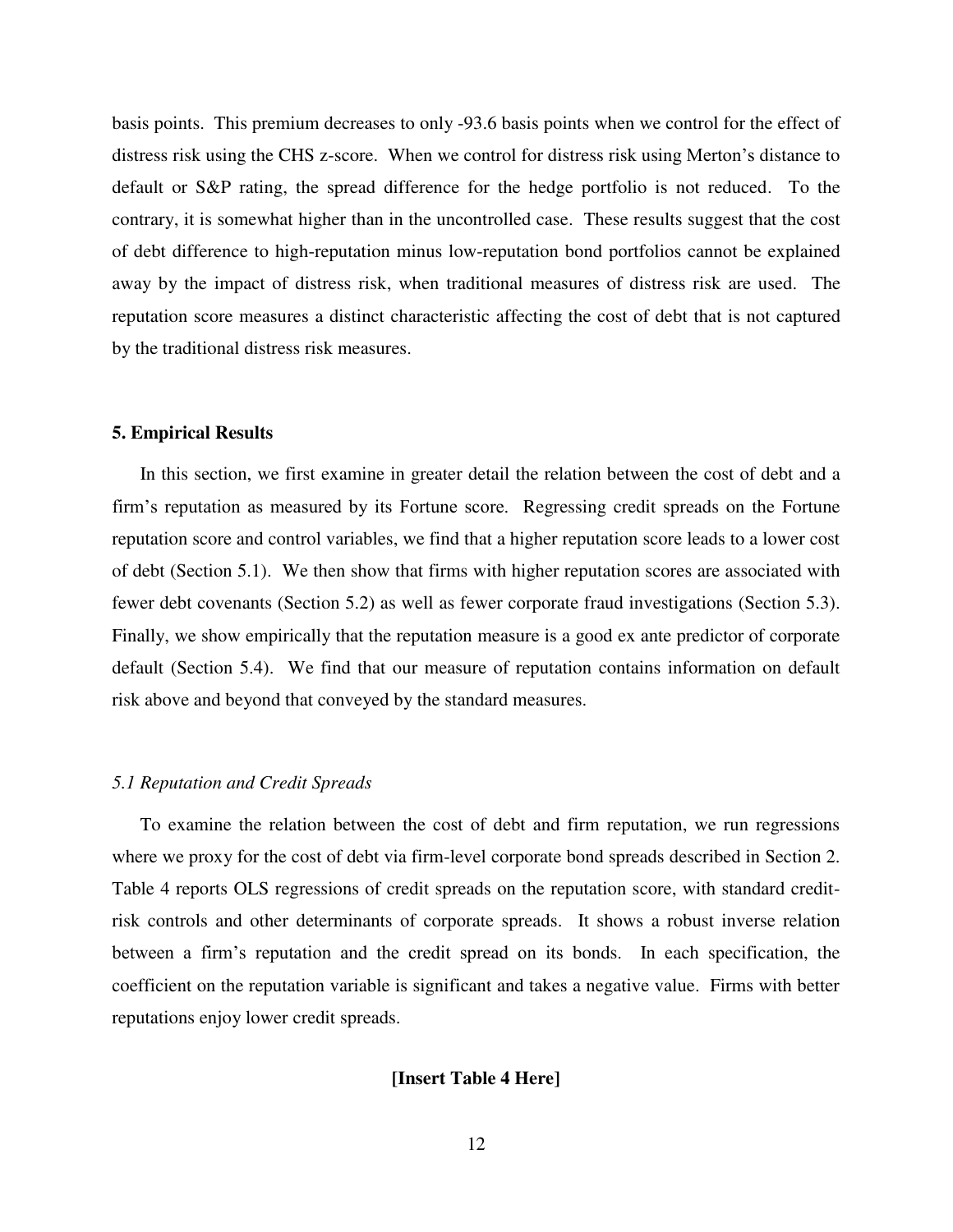basis points. This premium decreases to only -93.6 basis points when we control for the effect of distress risk using the CHS z-score. When we control for distress risk using Merton's distance to default or S&P rating, the spread difference for the hedge portfolio is not reduced. To the contrary, it is somewhat higher than in the uncontrolled case. These results suggest that the cost of debt difference to high-reputation minus low-reputation bond portfolios cannot be explained away by the impact of distress risk, when traditional measures of distress risk are used. The reputation score measures a distinct characteristic affecting the cost of debt that is not captured by the traditional distress risk measures.

## 5. Empirical Results

In this section, we first examine in greater detail the relation between the cost of debt and a firm's reputation as measured by its Fortune score. Regressing credit spreads on the Fortune reputation score and control variables, we find that a higher reputation score leads to a lower cost of debt (Section 5.1). We then show that firms with higher reputation scores are associated with fewer debt covenants (Section 5.2) as well as fewer corporate fraud investigations (Section 5.3). Finally, we show empirically that the reputation measure is a good ex ante predictor of corporate default (Section 5.4). We find that our measure of reputation contains information on default risk above and beyond that conveyed by the standard measures.

### *5.1 Reputation and Credit Spreads*

To examine the relation between the cost of debt and firm reputation, we run regressions where we proxy for the cost of debt via firm-level corporate bond spreads described in Section 2. Table 4 reports OLS regressions of credit spreads on the reputation score, with standard credit-risk controls and other determinants of corporate spreads. It shows a robust inverse relation between a firm's reputation and the credit spread on its bonds. In each specification, the coefficient on the reputation variable is significant and takes a negative value. Firms with better reputations enjoy lower credit spreads.

**[Insert Table 4 Here]**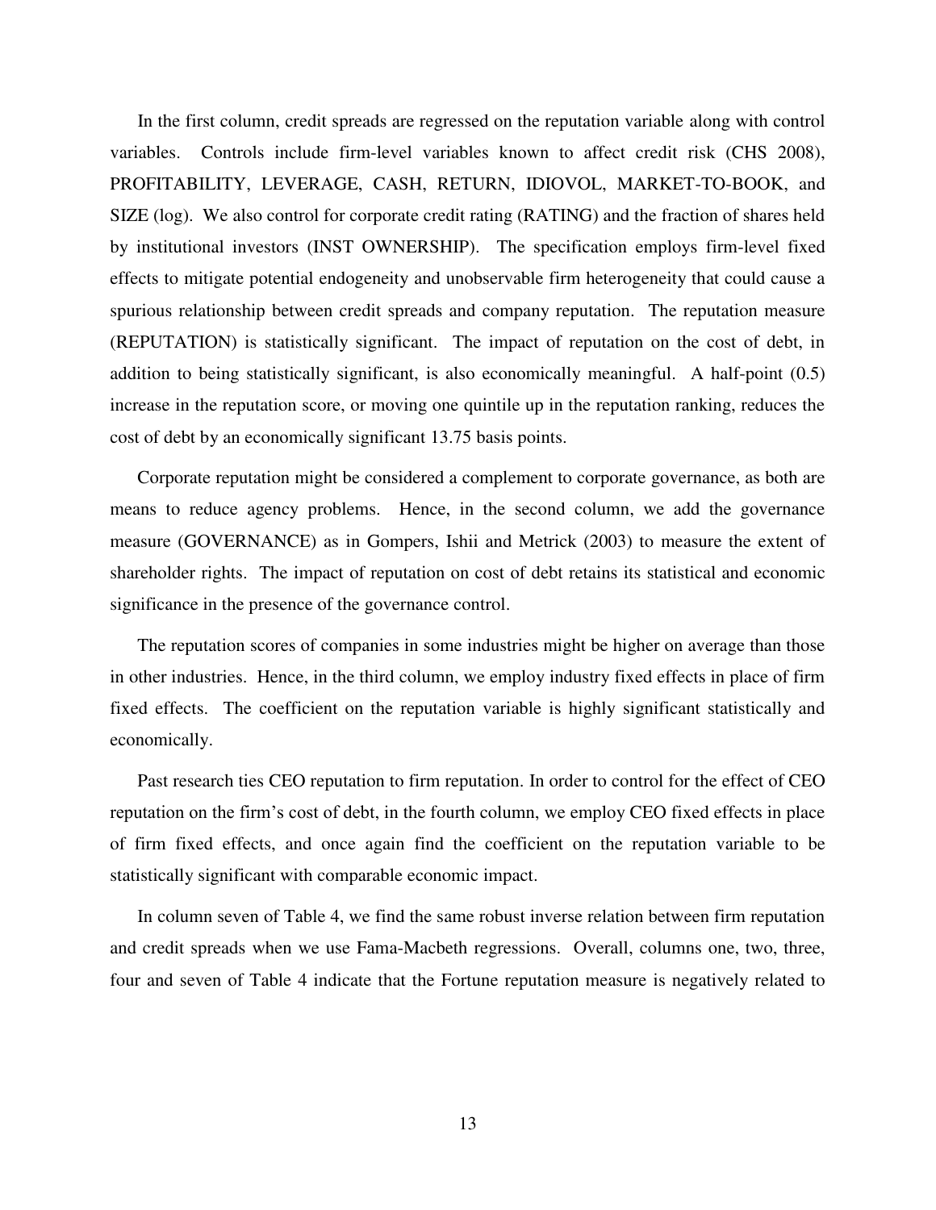In the first column, credit spreads are regressed on the reputation variable along with control variables. Controls include firm-level variables known to affect credit risk (CHS 2008), PROFITABILITY, LEVERAGE, CASH, RETURN, IDIOVOL, MARKET-TO-BOOK, and SIZE (log). We also control for corporate credit rating (RATING) and the fraction of shares held by institutional investors (INST OWNERSHIP). The specification employs firm-level fixed effects to mitigate potential endogeneity and unobservable firm heterogeneity that could cause a spurious relationship between credit spreads and company reputation. The reputation measure (REPUTATION) is statistically significant. The impact of reputation on the cost of debt, in addition to being statistically significant, is also economically meaningful. A half-point (0.5) increase in the reputation score, or moving one quintile up in the reputation ranking, reduces the cost of debt by an economically significant 13.75 basis points.

Corporate reputation might be considered a complement to corporate governance, as both are means to reduce agency problems. Hence, in the second column, we add the governance measure (GOVERNANCE) as in Gompers, Ishii and Metrick (2003) to measure the extent of shareholder rights. The impact of reputation on cost of debt retains its statistical and economic significance in the presence of the governance control.

The reputation scores of companies in some industries might be higher on average than those in other industries. Hence, in the third column, we employ industry fixed effects in place of firm fixed effects. The coefficient on the reputation variable is highly significant statistically and economically.

Past research ties CEO reputation to firm reputation. In order to control for the effect of CEO reputation on the firm's cost of debt, in the fourth column, we employ CEO fixed effects in place of firm fixed effects, and once again find the coefficient on the reputation variable to be statistically significant with comparable economic impact.

In column seven of Table 4, we find the same robust inverse relation between firm reputation and credit spreads when we use Fama-Macbeth regressions. Overall, columns one, two, three, four and seven of Table 4 indicate that the Fortune reputation measure is negatively related to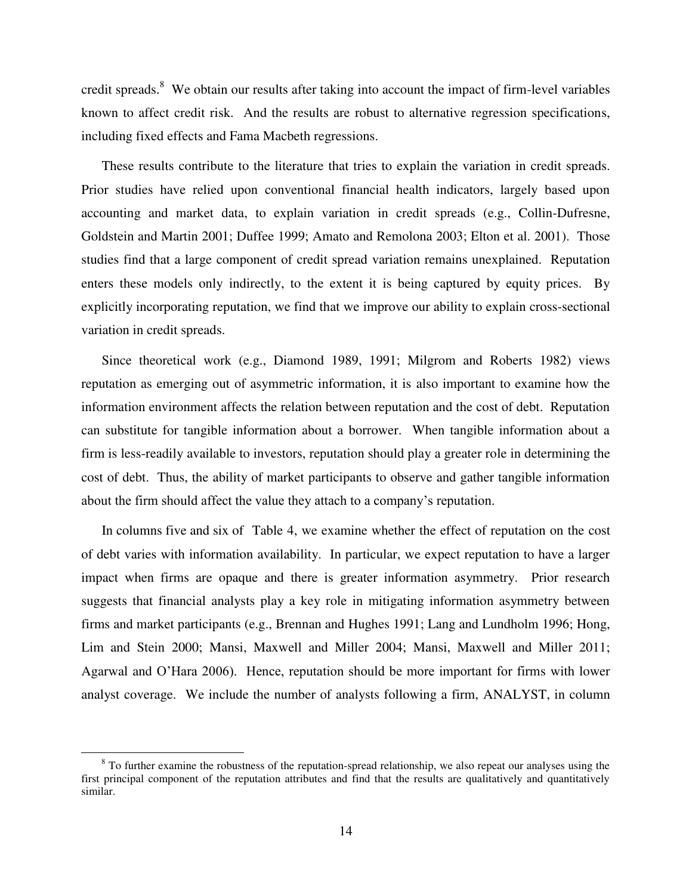credit spreads.[8] We obtain our results after taking into account the impact of firm-level variables known to affect credit risk. And the results are robust to alternative regression specifications, including fixed effects and Fama Macbeth regressions.

These results contribute to the literature that tries to explain the variation in credit spreads. Prior studies have relied upon conventional financial health indicators, largely based upon accounting and market data, to explain variation in credit spreads (e.g., Collin-Dufresne, Goldstein and Martin 2001; Duffee 1999; Amato and Remolona 2003; Elton et al. 2001). Those studies find that a large component of credit spread variation remains unexplained. Reputation enters these models only indirectly, to the extent it is being captured by equity prices. By explicitly incorporating reputation, we find that we improve our ability to explain cross-sectional variation in credit spreads.

Since theoretical work (e.g., Diamond 1989, 1991; Milgrom and Roberts 1982) views reputation as emerging out of asymmetric information, it is also important to examine how the information environment affects the relation between reputation and the cost of debt. Reputation can substitute for tangible information about a borrower. When tangible information about a firm is less-readily available to investors, reputation should play a greater role in determining the cost of debt. Thus, the ability of market participants to observe and gather tangible information about the firm should affect the value they attach to a company's reputation.

In columns five and six of Table 4, we examine whether the effect of reputation on the cost of debt varies with information availability. In particular, we expect reputation to have a larger impact when firms are opaque and there is greater information asymmetry. Prior research suggests that financial analysts play a key role in mitigating information asymmetry between firms and market participants (e.g., Brennan and Hughes 1991; Lang and Lundholm 1996; Hong, Lim and Stein 2000; Mansi, Maxwell and Miller 2004; Mansi, Maxwell and Miller 2011; Agarwal and O'Hara 2006). Hence, reputation should be more important for firms with lower analyst coverage. We include the number of analysts following a firm, ANALYST, in column

[8] To further examine the robustness of the reputation-spread relationship, we also repeat our analyses using the first principal component of the reputation attributes and find that the results are qualitatively and quantitatively similar.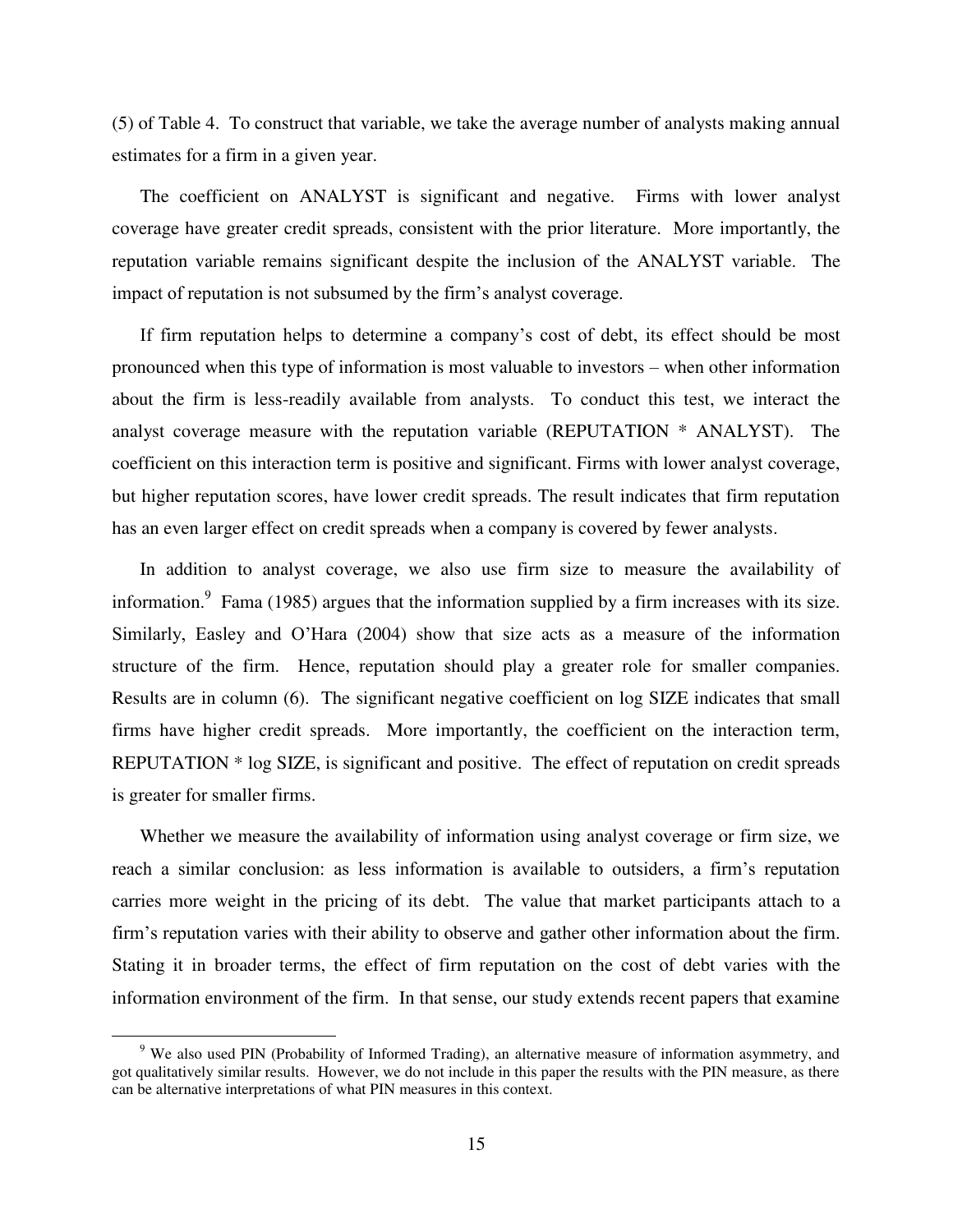(5) of Table 4. To construct that variable, we take the average number of analysts making annual estimates for a firm in a given year.

The coefficient on ANALYST is significant and negative. Firms with lower analyst coverage have greater credit spreads, consistent with the prior literature. More importantly, the reputation variable remains significant despite the inclusion of the ANALYST variable. The impact of reputation is not subsumed by the firm's analyst coverage.

If firm reputation helps to determine a company's cost of debt, its effect should be most pronounced when this type of information is most valuable to investors – when other information about the firm is less-readily available from analysts. To conduct this test, we interact the analyst coverage measure with the reputation variable (REPUTATION * ANALYST). The coefficient on this interaction term is positive and significant. Firms with lower analyst coverage, but higher reputation scores, have lower credit spreads. The result indicates that firm reputation has an even larger effect on credit spreads when a company is covered by fewer analysts.

In addition to analyst coverage, we also use firm size to measure the availability of information.[9] Fama (1985) argues that the information supplied by a firm increases with its size. Similarly, Easley and O'Hara (2004) show that size acts as a measure of the information structure of the firm. Hence, reputation should play a greater role for smaller companies. Results are in column (6). The significant negative coefficient on log SIZE indicates that small firms have higher credit spreads. More importantly, the coefficient on the interaction term, REPUTATION * log SIZE, is significant and positive. The effect of reputation on credit spreads is greater for smaller firms.

Whether we measure the availability of information using analyst coverage or firm size, we reach a similar conclusion: as less information is available to outsiders, a firm's reputation carries more weight in the pricing of its debt. The value that market participants attach to a firm's reputation varies with their ability to observe and gather other information about the firm. Stating it in broader terms, the effect of firm reputation on the cost of debt varies with the information environment of the firm. In that sense, our study extends recent papers that examine

---

[9] We also used PIN (Probability of Informed Trading), an alternative measure of information asymmetry, and got qualitatively similar results. However, we do not include in this paper the results with the PIN measure, as there can be alternative interpretations of what PIN measures in this context.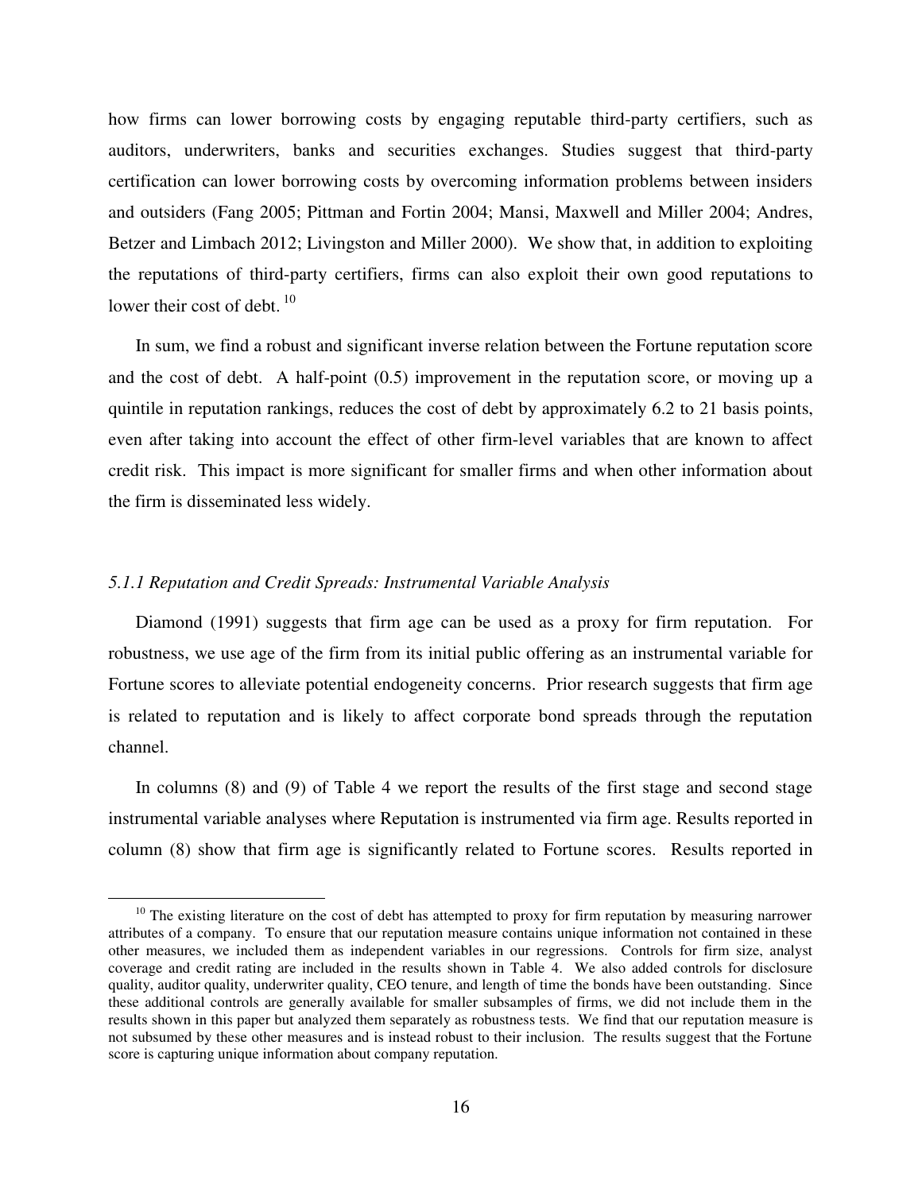how firms can lower borrowing costs by engaging reputable third-party certifiers, such as auditors, underwriters, banks and securities exchanges. Studies suggest that third-party certification can lower borrowing costs by overcoming information problems between insiders and outsiders (Fang 2005; Pittman and Fortin 2004; Mansi, Maxwell and Miller 2004; Andres, Betzer and Limbach 2012; Livingston and Miller 2000). We show that, in addition to exploiting the reputations of third-party certifiers, firms can also exploit their own good reputations to lower their cost of debt. [10]

In sum, we find a robust and significant inverse relation between the Fortune reputation score and the cost of debt. A half-point (0.5) improvement in the reputation score, or moving up a quintile in reputation rankings, reduces the cost of debt by approximately 6.2 to 21 basis points, even after taking into account the effect of other firm-level variables that are known to affect credit risk. This impact is more significant for smaller firms and when other information about the firm is disseminated less widely.

#### *5.1.1 Reputation and Credit Spreads: Instrumental Variable Analysis*

Diamond (1991) suggests that firm age can be used as a proxy for firm reputation. For robustness, we use age of the firm from its initial public offering as an instrumental variable for Fortune scores to alleviate potential endogeneity concerns. Prior research suggests that firm age is related to reputation and is likely to affect corporate bond spreads through the reputation channel.

In columns (8) and (9) of Table 4 we report the results of the first stage and second stage instrumental variable analyses where Reputation is instrumented via firm age. Results reported in column (8) show that firm age is significantly related to Fortune scores. Results reported in

[10] The existing literature on the cost of debt has attempted to proxy for firm reputation by measuring narrower attributes of a company. To ensure that our reputation measure contains unique information not contained in these other measures, we included them as independent variables in our regressions. Controls for firm size, analyst coverage and credit rating are included in the results shown in Table 4. We also added controls for disclosure quality, auditor quality, underwriter quality, CEO tenure, and length of time the bonds have been outstanding. Since these additional controls are generally available for smaller subsamples of firms, we did not include them in the results shown in this paper but analyzed them separately as robustness tests. We find that our reputation measure is not subsumed by these other measures and is instead robust to their inclusion. The results suggest that the Fortune score is capturing unique information about company reputation.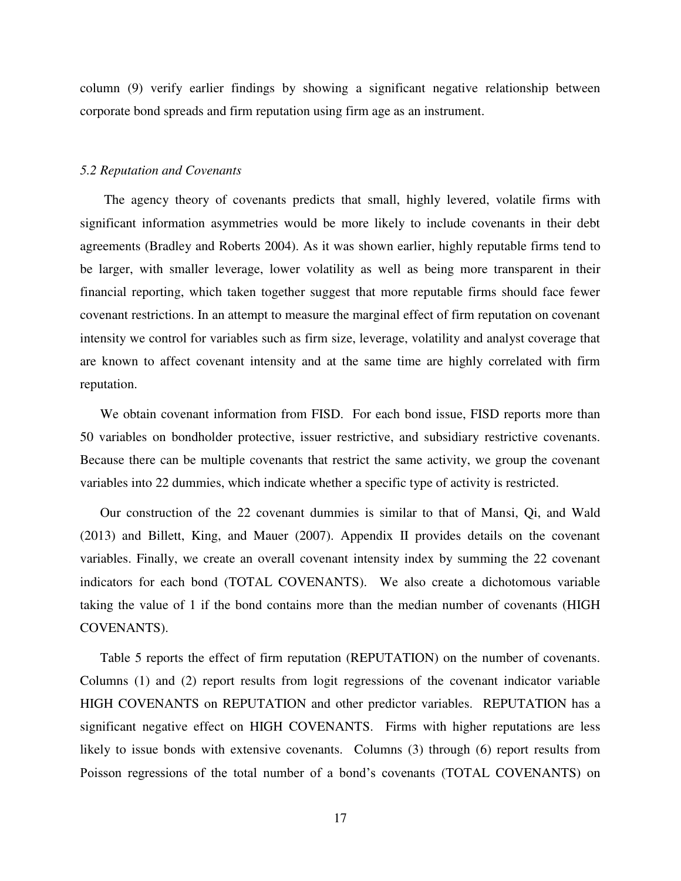column (9) verify earlier findings by showing a significant negative relationship between corporate bond spreads and firm reputation using firm age as an instrument.

### *5.2 Reputation and Covenants*

The agency theory of covenants predicts that small, highly levered, volatile firms with significant information asymmetries would be more likely to include covenants in their debt agreements (Bradley and Roberts 2004). As it was shown earlier, highly reputable firms tend to be larger, with smaller leverage, lower volatility as well as being more transparent in their financial reporting, which taken together suggest that more reputable firms should face fewer covenant restrictions. In an attempt to measure the marginal effect of firm reputation on covenant intensity we control for variables such as firm size, leverage, volatility and analyst coverage that are known to affect covenant intensity and at the same time are highly correlated with firm reputation.

We obtain covenant information from FISD. For each bond issue, FISD reports more than 50 variables on bondholder protective, issuer restrictive, and subsidiary restrictive covenants. Because there can be multiple covenants that restrict the same activity, we group the covenant variables into 22 dummies, which indicate whether a specific type of activity is restricted.

Our construction of the 22 covenant dummies is similar to that of Mansi, Qi, and Wald (2013) and Billett, King, and Mauer (2007). Appendix II provides details on the covenant variables. Finally, we create an overall covenant intensity index by summing the 22 covenant indicators for each bond (TOTAL COVENANTS). We also create a dichotomous variable taking the value of 1 if the bond contains more than the median number of covenants (HIGH COVENANTS).

Table 5 reports the effect of firm reputation (REPUTATION) on the number of covenants. Columns (1) and (2) report results from logit regressions of the covenant indicator variable HIGH COVENANTS on REPUTATION and other predictor variables. REPUTATION has a significant negative effect on HIGH COVENANTS. Firms with higher reputations are less likely to issue bonds with extensive covenants. Columns (3) through (6) report results from Poisson regressions of the total number of a bond's covenants (TOTAL COVENANTS) on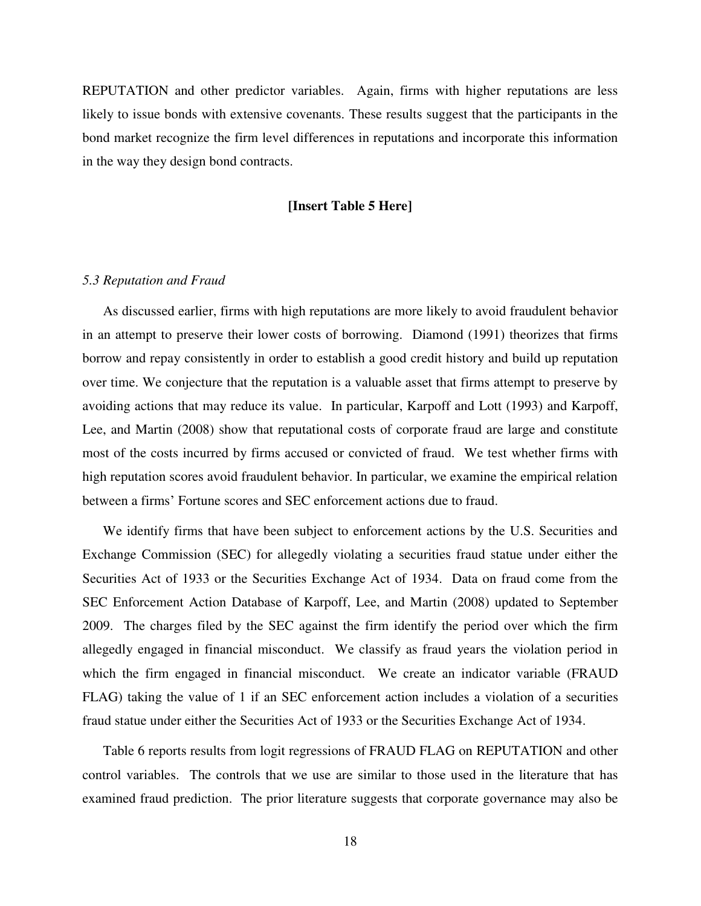REPUTATION and other predictor variables. Again, firms with higher reputations are less likely to issue bonds with extensive covenants. These results suggest that the participants in the bond market recognize the firm level differences in reputations and incorporate this information in the way they design bond contracts.

**[Insert Table 5 Here]**

### *5.3 Reputation and Fraud*

As discussed earlier, firms with high reputations are more likely to avoid fraudulent behavior in an attempt to preserve their lower costs of borrowing. Diamond (1991) theorizes that firms borrow and repay consistently in order to establish a good credit history and build up reputation over time. We conjecture that the reputation is a valuable asset that firms attempt to preserve by avoiding actions that may reduce its value. In particular, Karpoff and Lott (1993) and Karpoff, Lee, and Martin (2008) show that reputational costs of corporate fraud are large and constitute most of the costs incurred by firms accused or convicted of fraud. We test whether firms with high reputation scores avoid fraudulent behavior. In particular, we examine the empirical relation between a firms' Fortune scores and SEC enforcement actions due to fraud.

We identify firms that have been subject to enforcement actions by the U.S. Securities and Exchange Commission (SEC) for allegedly violating a securities fraud statue under either the Securities Act of 1933 or the Securities Exchange Act of 1934. Data on fraud come from the SEC Enforcement Action Database of Karpoff, Lee, and Martin (2008) updated to September 2009. The charges filed by the SEC against the firm identify the period over which the firm allegedly engaged in financial misconduct. We classify as fraud years the violation period in which the firm engaged in financial misconduct. We create an indicator variable (FRAUD FLAG) taking the value of 1 if an SEC enforcement action includes a violation of a securities fraud statue under either the Securities Act of 1933 or the Securities Exchange Act of 1934.

Table 6 reports results from logit regressions of FRAUD FLAG on REPUTATION and other control variables. The controls that we use are similar to those used in the literature that has examined fraud prediction. The prior literature suggests that corporate governance may also be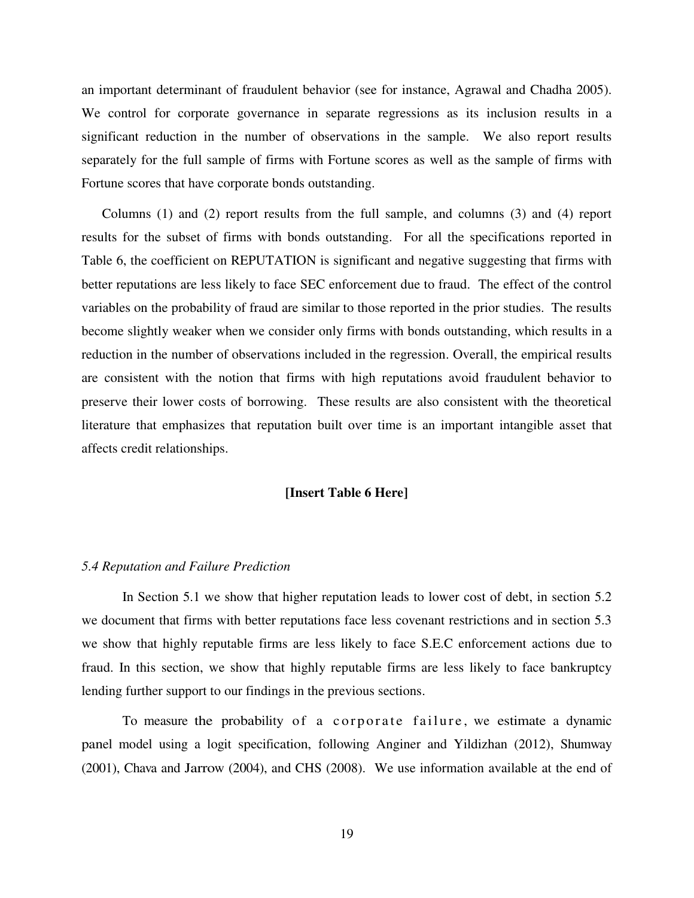an important determinant of fraudulent behavior (see for instance, Agrawal and Chadha 2005). We control for corporate governance in separate regressions as its inclusion results in a significant reduction in the number of observations in the sample. We also report results separately for the full sample of firms with Fortune scores as well as the sample of firms with Fortune scores that have corporate bonds outstanding.

Columns (1) and (2) report results from the full sample, and columns (3) and (4) report results for the subset of firms with bonds outstanding. For all the specifications reported in Table 6, the coefficient on REPUTATION is significant and negative suggesting that firms with better reputations are less likely to face SEC enforcement due to fraud. The effect of the control variables on the probability of fraud are similar to those reported in the prior studies. The results become slightly weaker when we consider only firms with bonds outstanding, which results in a reduction in the number of observations included in the regression. Overall, the empirical results are consistent with the notion that firms with high reputations avoid fraudulent behavior to preserve their lower costs of borrowing. These results are also consistent with the theoretical literature that emphasizes that reputation built over time is an important intangible asset that affects credit relationships.

**[Insert Table 6 Here]**

*5.4 Reputation and Failure Prediction*

In Section 5.1 we show that higher reputation leads to lower cost of debt, in section 5.2 we document that firms with better reputations face less covenant restrictions and in section 5.3 we show that highly reputable firms are less likely to face S.E.C enforcement actions due to fraud. In this section, we show that highly reputable firms are less likely to face bankruptcy lending further support to our findings in the previous sections.

To measure the probability of a corporate failure, we estimate a dynamic panel model using a logit specification, following Anginer and Yildizhan (2012), Shumway (2001), Chava and Jarrow (2004), and CHS (2008). We use information available at the end of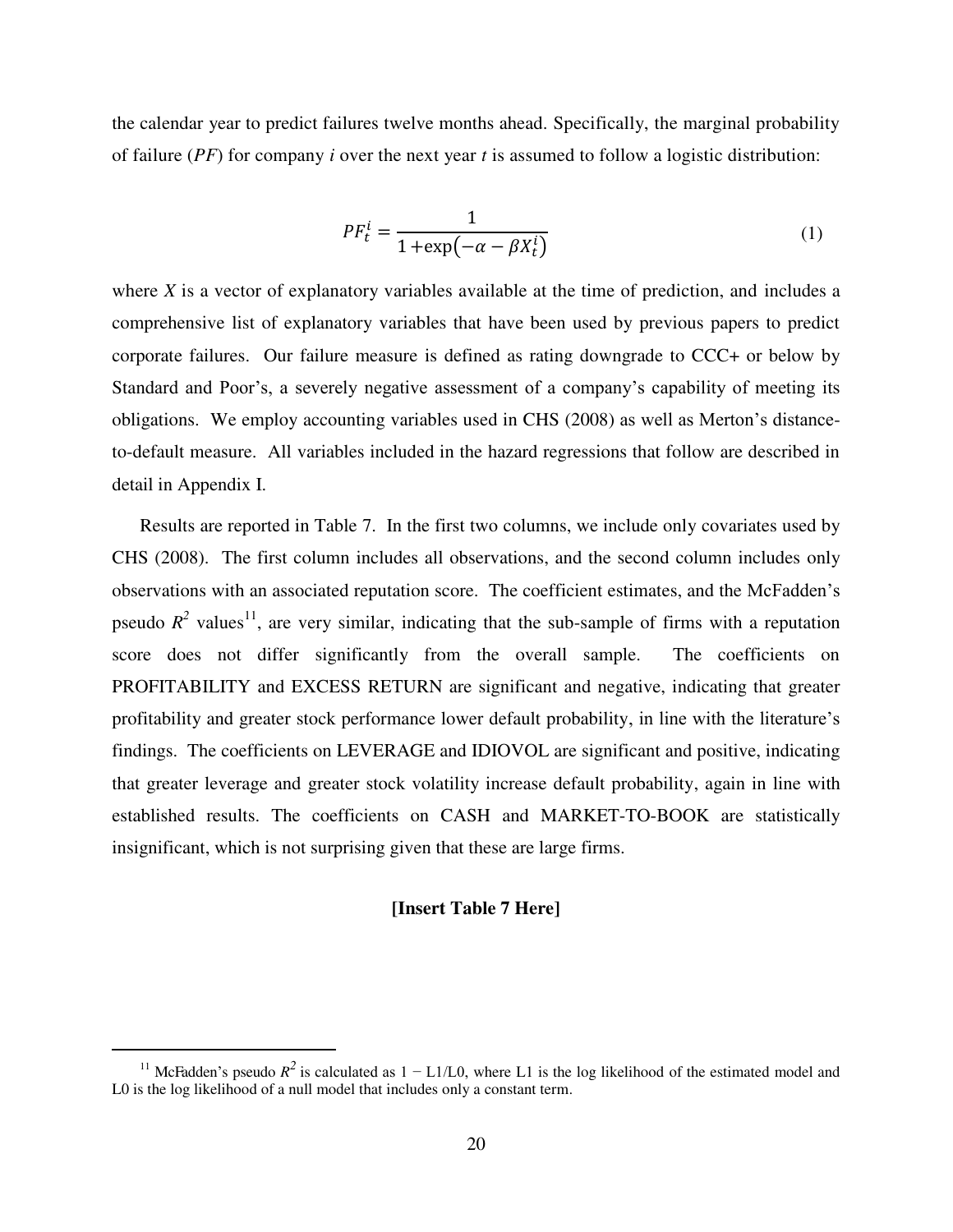the calendar year to predict failures twelve months ahead. Specifically, the marginal probability of failure (*PF*) for company *i* over the next year *t* is assumed to follow a logistic distribution:

$$PF_t^i = \frac{1}{1 + \exp\left(-\alpha - \beta X_t^i\right)} \tag{1}$$

where *X* is a vector of explanatory variables available at the time of prediction, and includes a comprehensive list of explanatory variables that have been used by previous papers to predict corporate failures. Our failure measure is defined as rating downgrade to CCC+ or below by Standard and Poor's, a severely negative assessment of a company's capability of meeting its obligations. We employ accounting variables used in CHS (2008) as well as Merton's distance-to-default measure. All variables included in the hazard regressions that follow are described in detail in Appendix I.

Results are reported in Table 7. In the first two columns, we include only covariates used by CHS (2008). The first column includes all observations, and the second column includes only observations with an associated reputation score. The coefficient estimates, and the McFadden's pseudo $R^2$ values[11], are very similar, indicating that the sub-sample of firms with a reputation score does not differ significantly from the overall sample. The coefficients on PROFITABILITY and EXCESS RETURN are significant and negative, indicating that greater profitability and greater stock performance lower default probability, in line with the literature's findings. The coefficients on LEVERAGE and IDIOVOL are significant and positive, indicating that greater leverage and greater stock volatility increase default probability, again in line with established results. The coefficients on CASH and MARKET-TO-BOOK are statistically insignificant, which is not surprising given that these are large firms.

**[Insert Table 7 Here]**

[11] McFadden's pseudo $R^2$ is calculated as $1 - L1/L0$, where L1 is the log likelihood of the estimated model and L0 is the log likelihood of a null model that includes only a constant term.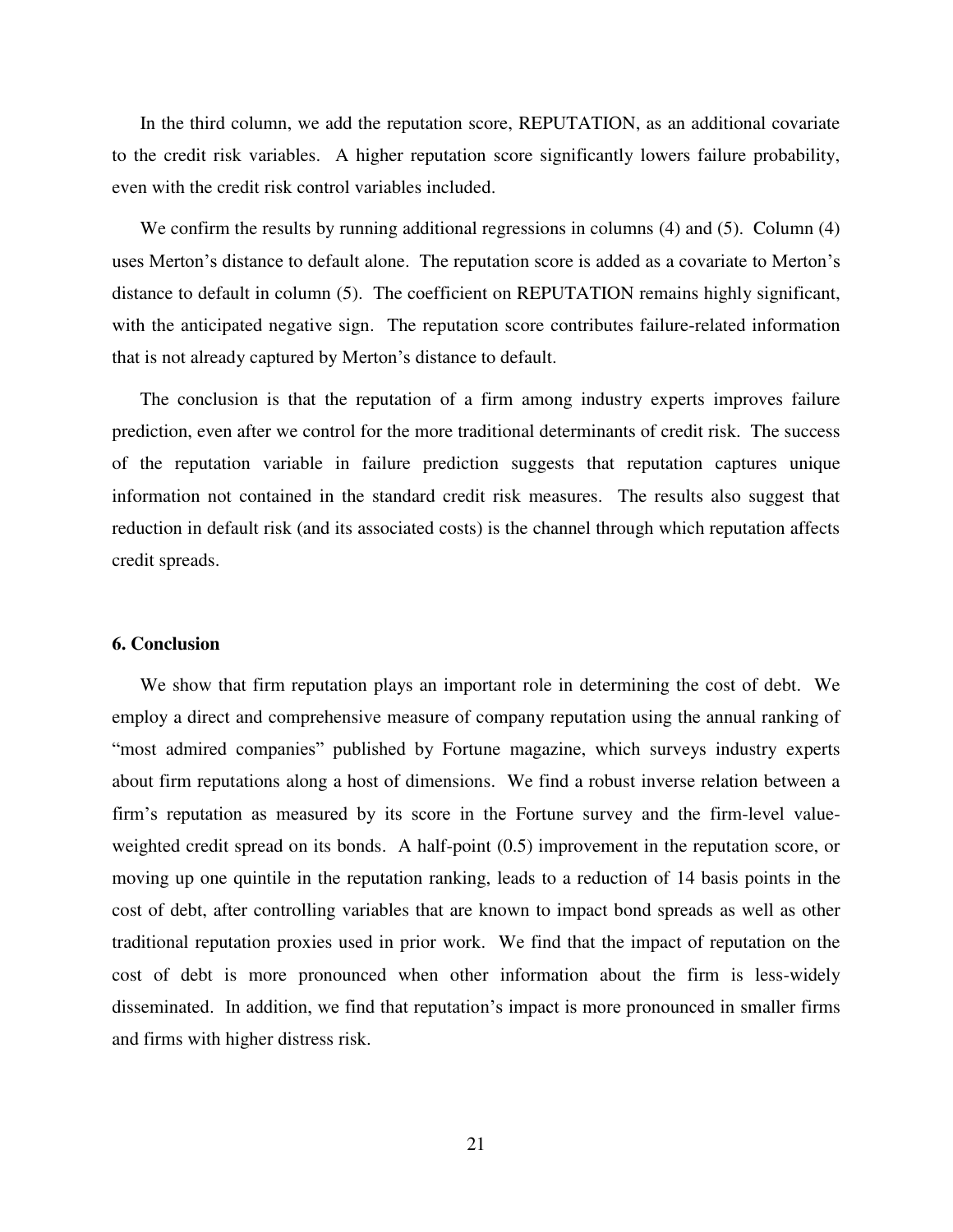In the third column, we add the reputation score, REPUTATION, as an additional covariate to the credit risk variables. A higher reputation score significantly lowers failure probability, even with the credit risk control variables included.

We confirm the results by running additional regressions in columns (4) and (5). Column (4) uses Merton's distance to default alone. The reputation score is added as a covariate to Merton's distance to default in column (5). The coefficient on REPUTATION remains highly significant, with the anticipated negative sign. The reputation score contributes failure-related information that is not already captured by Merton's distance to default.

The conclusion is that the reputation of a firm among industry experts improves failure prediction, even after we control for the more traditional determinants of credit risk. The success of the reputation variable in failure prediction suggests that reputation captures unique information not contained in the standard credit risk measures. The results also suggest that reduction in default risk (and its associated costs) is the channel through which reputation affects credit spreads.

## 6. Conclusion

We show that firm reputation plays an important role in determining the cost of debt. We employ a direct and comprehensive measure of company reputation using the annual ranking of "most admired companies" published by Fortune magazine, which surveys industry experts about firm reputations along a host of dimensions. We find a robust inverse relation between a firm's reputation as measured by its score in the Fortune survey and the firm-level value-weighted credit spread on its bonds. A half-point (0.5) improvement in the reputation score, or moving up one quintile in the reputation ranking, leads to a reduction of 14 basis points in the cost of debt, after controlling variables that are known to impact bond spreads as well as other traditional reputation proxies used in prior work. We find that the impact of reputation on the cost of debt is more pronounced when other information about the firm is less-widely disseminated. In addition, we find that reputation's impact is more pronounced in smaller firms and firms with higher distress risk.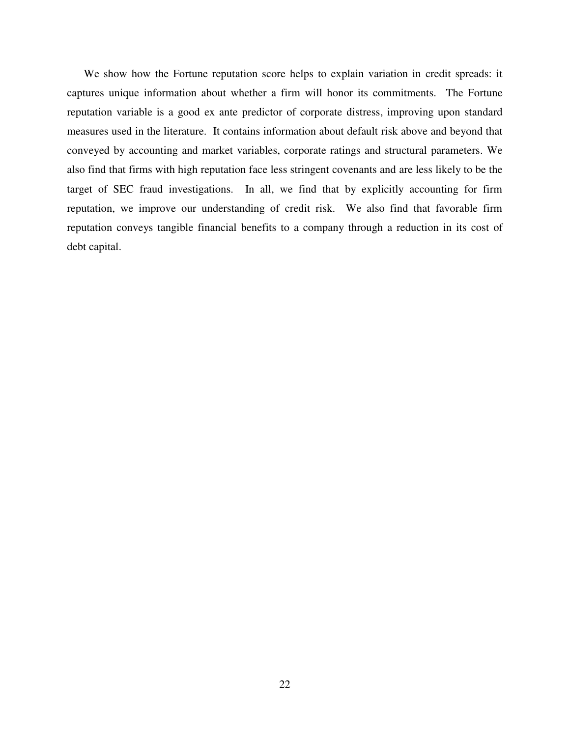We show how the Fortune reputation score helps to explain variation in credit spreads: it captures unique information about whether a firm will honor its commitments. The Fortune reputation variable is a good ex ante predictor of corporate distress, improving upon standard measures used in the literature. It contains information about default risk above and beyond that conveyed by accounting and market variables, corporate ratings and structural parameters. We also find that firms with high reputation face less stringent covenants and are less likely to be the target of SEC fraud investigations. In all, we find that by explicitly accounting for firm reputation, we improve our understanding of credit risk. We also find that favorable firm reputation conveys tangible financial benefits to a company through a reduction in its cost of debt capital.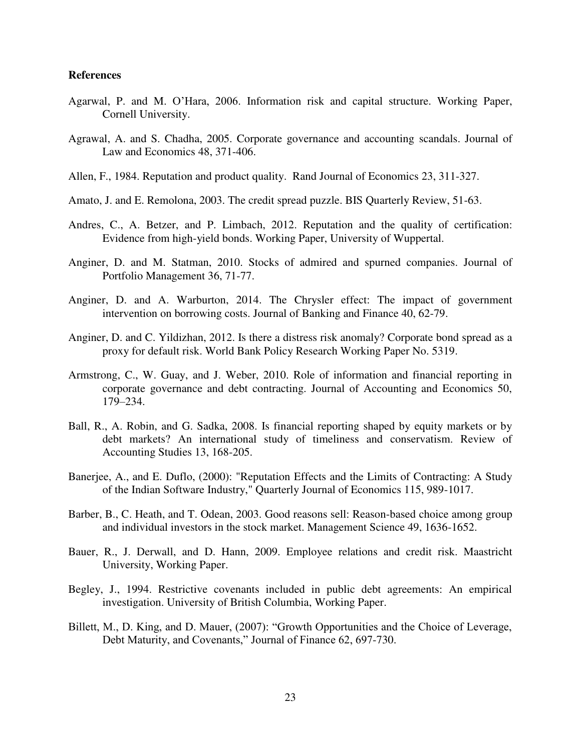**References**

Agarwal, P. and M. O'Hara, 2006. Information risk and capital structure. Working Paper, Cornell University.

Agrawal, A. and S. Chadha, 2005. Corporate governance and accounting scandals. Journal of Law and Economics 48, 371-406.

Allen, F., 1984. Reputation and product quality. Rand Journal of Economics 23, 311-327.

Amato, J. and E. Remolona, 2003. The credit spread puzzle. BIS Quarterly Review, 51-63.

Andres, C., A. Betzer, and P. Limbach, 2012. Reputation and the quality of certification: Evidence from high-yield bonds. Working Paper, University of Wuppertal.

Anginer, D. and M. Statman, 2010. Stocks of admired and spurned companies. Journal of Portfolio Management 36, 71-77.

Anginer, D. and A. Warburton, 2014. The Chrysler effect: The impact of government intervention on borrowing costs. Journal of Banking and Finance 40, 62-79.

Anginer, D. and C. Yildizhan, 2012. Is there a distress risk anomaly? Corporate bond spread as a proxy for default risk. World Bank Policy Research Working Paper No. 5319.

Armstrong, C., W. Guay, and J. Weber, 2010. Role of information and financial reporting in corporate governance and debt contracting. Journal of Accounting and Economics 50, 179–234.

Ball, R., A. Robin, and G. Sadka, 2008. Is financial reporting shaped by equity markets or by debt markets? An international study of timeliness and conservatism. Review of Accounting Studies 13, 168-205.

Banerjee, A., and E. Duflo, (2000): "Reputation Effects and the Limits of Contracting: A Study of the Indian Software Industry," Quarterly Journal of Economics 115, 989-1017.

Barber, B., C. Heath, and T. Odean, 2003. Good reasons sell: Reason-based choice among group and individual investors in the stock market. Management Science 49, 1636-1652.

Bauer, R., J. Derwall, and D. Hann, 2009. Employee relations and credit risk. Maastricht University, Working Paper.

Begley, J., 1994. Restrictive covenants included in public debt agreements: An empirical investigation. University of British Columbia, Working Paper.

Billett, M., D. King, and D. Mauer, (2007): "Growth Opportunities and the Choice of Leverage, Debt Maturity, and Covenants," Journal of Finance 62, 697-730.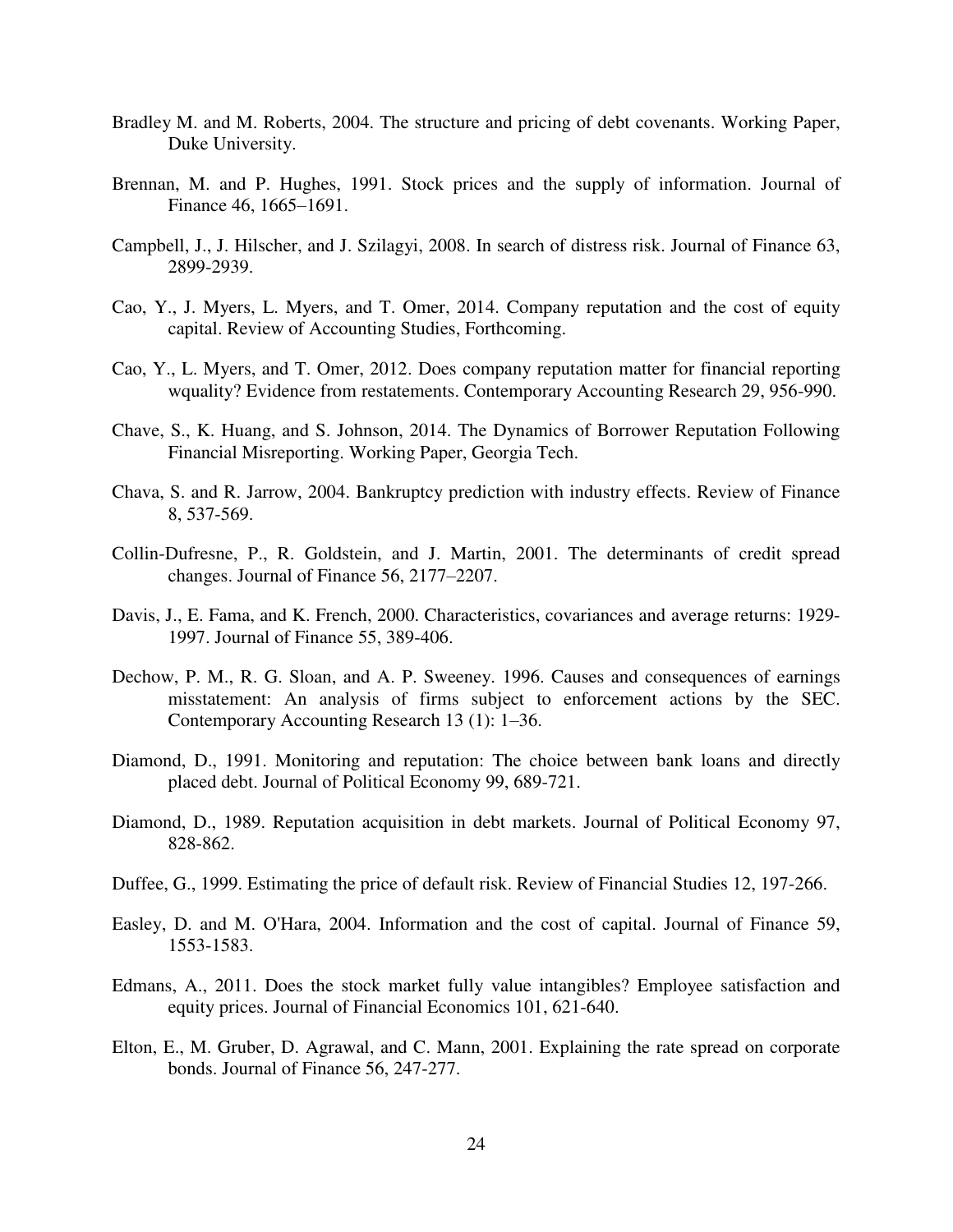Bradley M. and M. Roberts, 2004. The structure and pricing of debt covenants. Working Paper, Duke University.

Brennan, M. and P. Hughes, 1991. Stock prices and the supply of information. Journal of Finance 46, 1665–1691.

Campbell, J., J. Hilscher, and J. Szilagyi, 2008. In search of distress risk. Journal of Finance 63, 2899-2939.

Cao, Y., J. Myers, L. Myers, and T. Omer, 2014. Company reputation and the cost of equity capital. Review of Accounting Studies, Forthcoming.

Cao, Y., L. Myers, and T. Omer, 2012. Does company reputation matter for financial reporting wquality? Evidence from restatements. Contemporary Accounting Research 29, 956-990.

Chave, S., K. Huang, and S. Johnson, 2014. The Dynamics of Borrower Reputation Following Financial Misreporting. Working Paper, Georgia Tech.

Chava, S. and R. Jarrow, 2004. Bankruptcy prediction with industry effects. Review of Finance 8, 537-569.

Collin-Dufresne, P., R. Goldstein, and J. Martin, 2001. The determinants of credit spread changes. Journal of Finance 56, 2177–2207.

Davis, J., E. Fama, and K. French, 2000. Characteristics, covariances and average returns: 1929-1997. Journal of Finance 55, 389-406.

Dechow, P. M., R. G. Sloan, and A. P. Sweeney. 1996. Causes and consequences of earnings misstatement: An analysis of firms subject to enforcement actions by the SEC. Contemporary Accounting Research 13 (1): 1–36.

Diamond, D., 1991. Monitoring and reputation: The choice between bank loans and directly placed debt. Journal of Political Economy 99, 689-721.

Diamond, D., 1989. Reputation acquisition in debt markets. Journal of Political Economy 97, 828-862.

Duffee, G., 1999. Estimating the price of default risk. Review of Financial Studies 12, 197-266.

Easley, D. and M. O'Hara, 2004. Information and the cost of capital. Journal of Finance 59, 1553-1583.

Edmans, A., 2011. Does the stock market fully value intangibles? Employee satisfaction and equity prices. Journal of Financial Economics 101, 621-640.

Elton, E., M. Gruber, D. Agrawal, and C. Mann, 2001. Explaining the rate spread on corporate bonds. Journal of Finance 56, 247-277.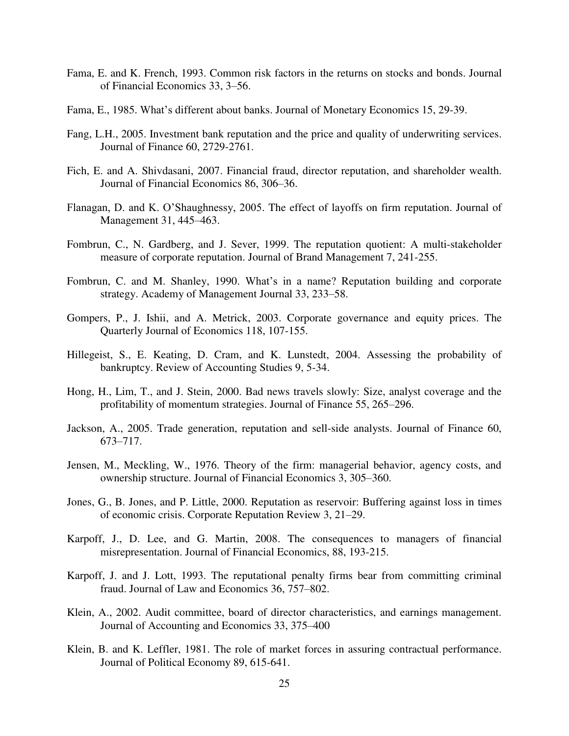Fama, E. and K. French, 1993. Common risk factors in the returns on stocks and bonds. Journal of Financial Economics 33, 3–56.

Fama, E., 1985. What's different about banks. Journal of Monetary Economics 15, 29-39.

Fang, L.H., 2005. Investment bank reputation and the price and quality of underwriting services. Journal of Finance 60, 2729-2761.

Fich, E. and A. Shivdasani, 2007. Financial fraud, director reputation, and shareholder wealth. Journal of Financial Economics 86, 306–36.

Flanagan, D. and K. O'Shaughnessy, 2005. The effect of layoffs on firm reputation. Journal of Management 31, 445–463.

Fombrun, C., N. Gardberg, and J. Sever, 1999. The reputation quotient: A multi-stakeholder measure of corporate reputation. Journal of Brand Management 7, 241-255.

Fombrun, C. and M. Shanley, 1990. What's in a name? Reputation building and corporate strategy. Academy of Management Journal 33, 233–58.

Gompers, P., J. Ishii, and A. Metrick, 2003. Corporate governance and equity prices. The Quarterly Journal of Economics 118, 107-155.

Hillegeist, S., E. Keating, D. Cram, and K. Lunstedt, 2004. Assessing the probability of bankruptcy. Review of Accounting Studies 9, 5-34.

Hong, H., Lim, T., and J. Stein, 2000. Bad news travels slowly: Size, analyst coverage and the profitability of momentum strategies. Journal of Finance 55, 265–296.

Jackson, A., 2005. Trade generation, reputation and sell-side analysts. Journal of Finance 60, 673–717.

Jensen, M., Meckling, W., 1976. Theory of the firm: managerial behavior, agency costs, and ownership structure. Journal of Financial Economics 3, 305–360.

Jones, G., B. Jones, and P. Little, 2000. Reputation as reservoir: Buffering against loss in times of economic crisis. Corporate Reputation Review 3, 21–29.

Karpoff, J., D. Lee, and G. Martin, 2008. The consequences to managers of financial misrepresentation. Journal of Financial Economics, 88, 193-215.

Karpoff, J. and J. Lott, 1993. The reputational penalty firms bear from committing criminal fraud. Journal of Law and Economics 36, 757–802.

Klein, A., 2002. Audit committee, board of director characteristics, and earnings management. Journal of Accounting and Economics 33, 375–400

Klein, B. and K. Leffler, 1981. The role of market forces in assuring contractual performance. Journal of Political Economy 89, 615-641.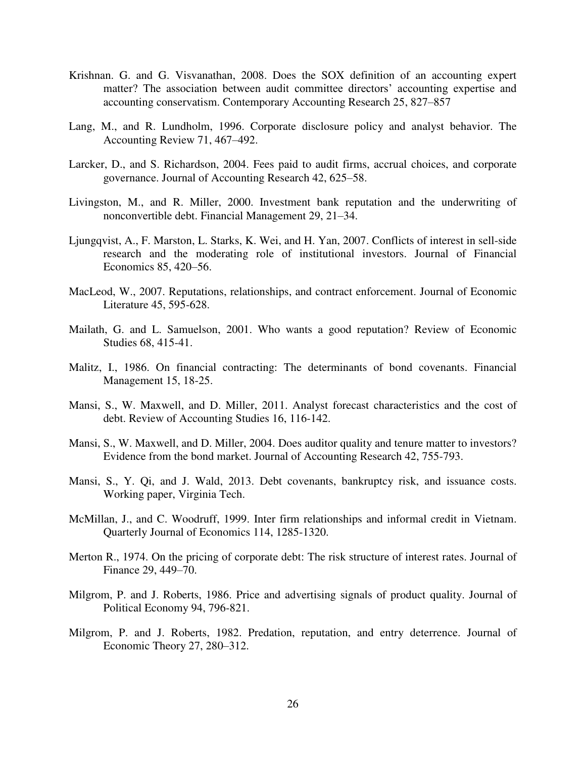Krishnan. G. and G. Visvanathan, 2008. Does the SOX definition of an accounting expert matter? The association between audit committee directors' accounting expertise and accounting conservatism. Contemporary Accounting Research 25, 827–857

Lang, M., and R. Lundholm, 1996. Corporate disclosure policy and analyst behavior. The Accounting Review 71, 467–492.

Larcker, D., and S. Richardson, 2004. Fees paid to audit firms, accrual choices, and corporate governance. Journal of Accounting Research 42, 625–58.

Livingston, M., and R. Miller, 2000. Investment bank reputation and the underwriting of nonconvertible debt. Financial Management 29, 21–34.

Ljungqvist, A., F. Marston, L. Starks, K. Wei, and H. Yan, 2007. Conflicts of interest in sell-side research and the moderating role of institutional investors. Journal of Financial Economics 85, 420–56.

MacLeod, W., 2007. Reputations, relationships, and contract enforcement. Journal of Economic Literature 45, 595-628.

Mailath, G. and L. Samuelson, 2001. Who wants a good reputation? Review of Economic Studies 68, 415-41.

Malitz, I., 1986. On financial contracting: The determinants of bond covenants. Financial Management 15, 18-25.

Mansi, S., W. Maxwell, and D. Miller, 2011. Analyst forecast characteristics and the cost of debt. Review of Accounting Studies 16, 116-142.

Mansi, S., W. Maxwell, and D. Miller, 2004. Does auditor quality and tenure matter to investors? Evidence from the bond market. Journal of Accounting Research 42, 755-793.

Mansi, S., Y. Qi, and J. Wald, 2013. Debt covenants, bankruptcy risk, and issuance costs. Working paper, Virginia Tech.

McMillan, J., and C. Woodruff, 1999. Inter firm relationships and informal credit in Vietnam. Quarterly Journal of Economics 114, 1285-1320.

Merton R., 1974. On the pricing of corporate debt: The risk structure of interest rates. Journal of Finance 29, 449–70.

Milgrom, P. and J. Roberts, 1986. Price and advertising signals of product quality. Journal of Political Economy 94, 796-821.

Milgrom, P. and J. Roberts, 1982. Predation, reputation, and entry deterrence. Journal of Economic Theory 27, 280–312.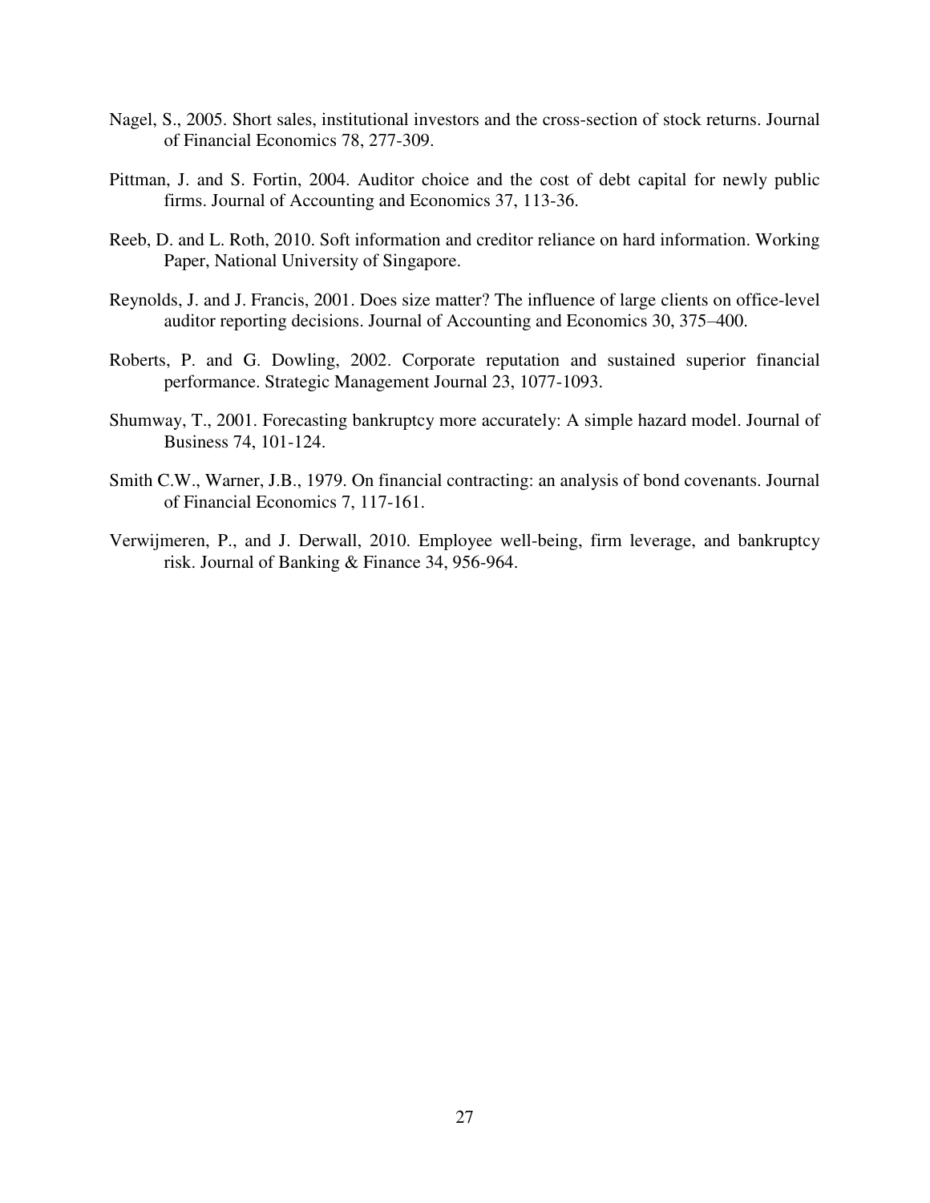Nagel, S., 2005. Short sales, institutional investors and the cross-section of stock returns. Journal of Financial Economics 78, 277-309.

Pittman, J. and S. Fortin, 2004. Auditor choice and the cost of debt capital for newly public firms. Journal of Accounting and Economics 37, 113-36.

Reeb, D. and L. Roth, 2010. Soft information and creditor reliance on hard information. Working Paper, National University of Singapore.

Reynolds, J. and J. Francis, 2001. Does size matter? The influence of large clients on office-level auditor reporting decisions. Journal of Accounting and Economics 30, 375–400.

Roberts, P. and G. Dowling, 2002. Corporate reputation and sustained superior financial performance. Strategic Management Journal 23, 1077-1093.

Shumway, T., 2001. Forecasting bankruptcy more accurately: A simple hazard model. Journal of Business 74, 101-124.

Smith C.W., Warner, J.B., 1979. On financial contracting: an analysis of bond covenants. Journal of Financial Economics 7, 117-161.

Verwijmeren, P., and J. Derwall, 2010. Employee well-being, firm leverage, and bankruptcy risk. Journal of Banking & Finance 34, 956-964.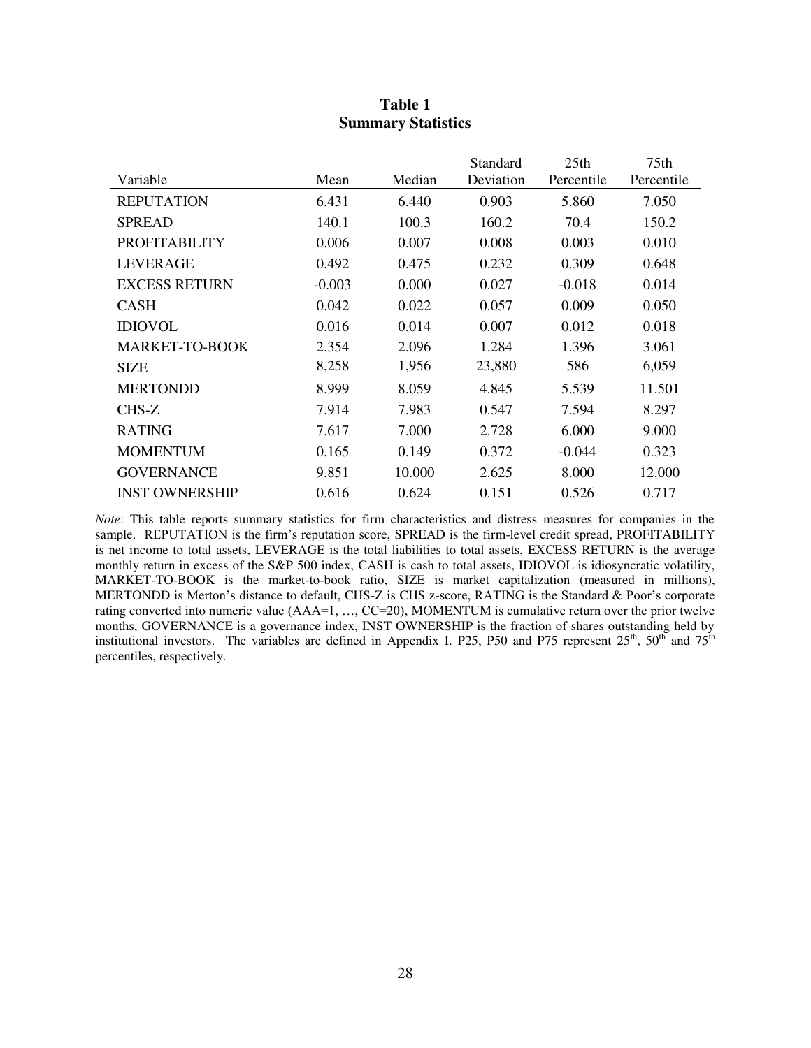**Table 1**
**Summary Statistics**

| Variable | Mean | Median | Standard Deviation | 25th Percentile | 75th Percentile |
|---|---|---|---|---|---|
| REPUTATION | 6.431 | 6.440 | 0.903 | 5.860 | 7.050 |
| SPREAD | 140.1 | 100.3 | 160.2 | 70.4 | 150.2 |
| PROFITABILITY | 0.006 | 0.007 | 0.008 | 0.003 | 0.010 |
| LEVERAGE | 0.492 | 0.475 | 0.232 | 0.309 | 0.648 |
| EXCESS RETURN | -0.003 | 0.000 | 0.027 | -0.018 | 0.014 |
| CASH | 0.042 | 0.022 | 0.057 | 0.009 | 0.050 |
| IDIOVOL | 0.016 | 0.014 | 0.007 | 0.012 | 0.018 |
| MARKET-TO-BOOK | 2.354 | 2.096 | 1.284 | 1.396 | 3.061 |
| SIZE | 8,258 | 1,956 | 23,880 | 586 | 6,059 |
| MERTONDD | 8.999 | 8.059 | 4.845 | 5.539 | 11.501 |
| CHS-Z | 7.914 | 7.983 | 0.547 | 7.594 | 8.297 |
| RATING | 7.617 | 7.000 | 2.728 | 6.000 | 9.000 |
| MOMENTUM | 0.165 | 0.149 | 0.372 | -0.044 | 0.323 |
| GOVERNANCE | 9.851 | 10.000 | 2.625 | 8.000 | 12.000 |
| INST OWNERSHIP | 0.616 | 0.624 | 0.151 | 0.526 | 0.717 |

*Note*: This table reports summary statistics for firm characteristics and distress measures for companies in the sample. REPUTATION is the firm's reputation score, SPREAD is the firm-level credit spread, PROFITABILITY is net income to total assets, LEVERAGE is the total liabilities to total assets, EXCESS RETURN is the average monthly return in excess of the S&P 500 index, CASH is cash to total assets, IDIOVOL is idiosyncratic volatility, MARKET-TO-BOOK is the market-to-book ratio, SIZE is market capitalization (measured in millions), MERTONDD is Merton's distance to default, CHS-Z is CHS z-score, RATING is the Standard & Poor's corporate rating converted into numeric value (AAA=1, …, CC=20), MOMENTUM is cumulative return over the prior twelve months, GOVERNANCE is a governance index, INST OWNERSHIP is the fraction of shares outstanding held by institutional investors. The variables are defined in Appendix I. P25, P50 and P75 represent $25^{th}$, $50^{th}$ and $75^{th}$ percentiles, respectively.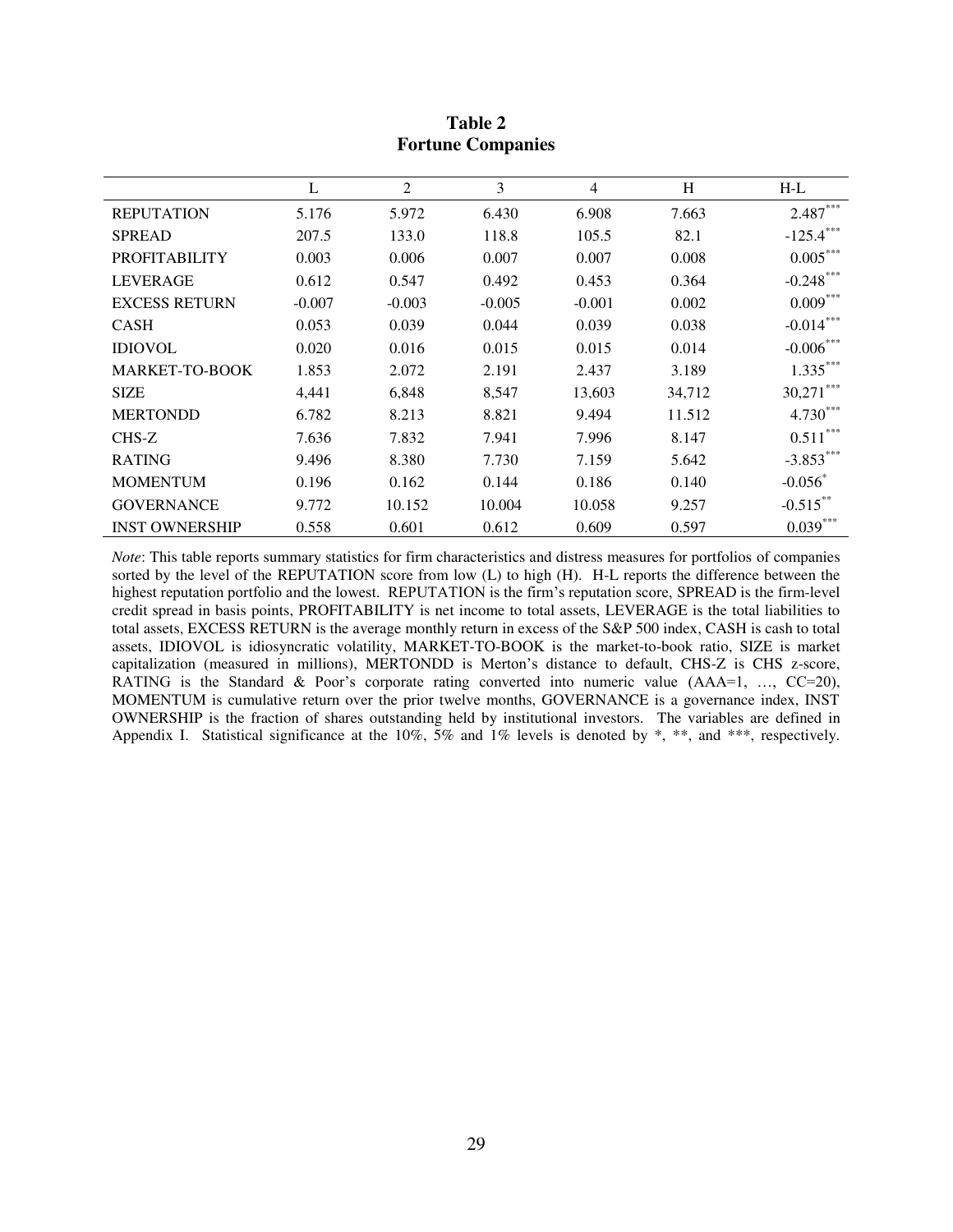**Table 2**
**Fortune Companies**

| | L | 2 | 3 | 4 | H | H-L |
|---|---|---|---|---|---|---|
| REPUTATION | 5.176 | 5.972 | 6.430 | 6.908 | 7.663 | 2.487*** |
| SPREAD | 207.5 | 133.0 | 118.8 | 105.5 | 82.1 | -125.4*** |
| PROFITABILITY | 0.003 | 0.006 | 0.007 | 0.007 | 0.008 | 0.005*** |
| LEVERAGE | 0.612 | 0.547 | 0.492 | 0.453 | 0.364 | -0.248*** |
| EXCESS RETURN | -0.007 | -0.003 | -0.005 | -0.001 | 0.002 | 0.009*** |
| CASH | 0.053 | 0.039 | 0.044 | 0.039 | 0.038 | -0.014*** |
| IDIOVOL | 0.020 | 0.016 | 0.015 | 0.015 | 0.014 | -0.006*** |
| MARKET-TO-BOOK | 1.853 | 2.072 | 2.191 | 2.437 | 3.189 | 1.335*** |
| SIZE | 4,441 | 6,848 | 8,547 | 13,603 | 34,712 | 30,271*** |
| MERTONDD | 6.782 | 8.213 | 8.821 | 9.494 | 11.512 | 4.730*** |
| CHS-Z | 7.636 | 7.832 | 7.941 | 7.996 | 8.147 | 0.511*** |
| RATING | 9.496 | 8.380 | 7.730 | 7.159 | 5.642 | -3.853*** |
| MOMENTUM | 0.196 | 0.162 | 0.144 | 0.186 | 0.140 | -0.056* |
| GOVERNANCE | 9.772 | 10.152 | 10.004 | 10.058 | 9.257 | -0.515** |
| INST OWNERSHIP | 0.558 | 0.601 | 0.612 | 0.609 | 0.597 | 0.039*** |

*Note*: This table reports summary statistics for firm characteristics and distress measures for portfolios of companies sorted by the level of the REPUTATION score from low (L) to high (H). H-L reports the difference between the highest reputation portfolio and the lowest. REPUTATION is the firm's reputation score, SPREAD is the firm-level credit spread in basis points, PROFITABILITY is net income to total assets, LEVERAGE is the total liabilities to total assets, EXCESS RETURN is the average monthly return in excess of the S&P 500 index, CASH is cash to total assets, IDIOVOL is idiosyncratic volatility, MARKET-TO-BOOK is the market-to-book ratio, SIZE is market capitalization (measured in millions), MERTONDD is Merton's distance to default, CHS-Z is CHS z-score, RATING is the Standard & Poor's corporate rating converted into numeric value (AAA=1, …, CC=20), MOMENTUM is cumulative return over the prior twelve months, GOVERNANCE is a governance index, INST OWNERSHIP is the fraction of shares outstanding held by institutional investors. The variables are defined in Appendix I. Statistical significance at the 10%, 5% and 1% levels is denoted by *, **, and ***, respectively.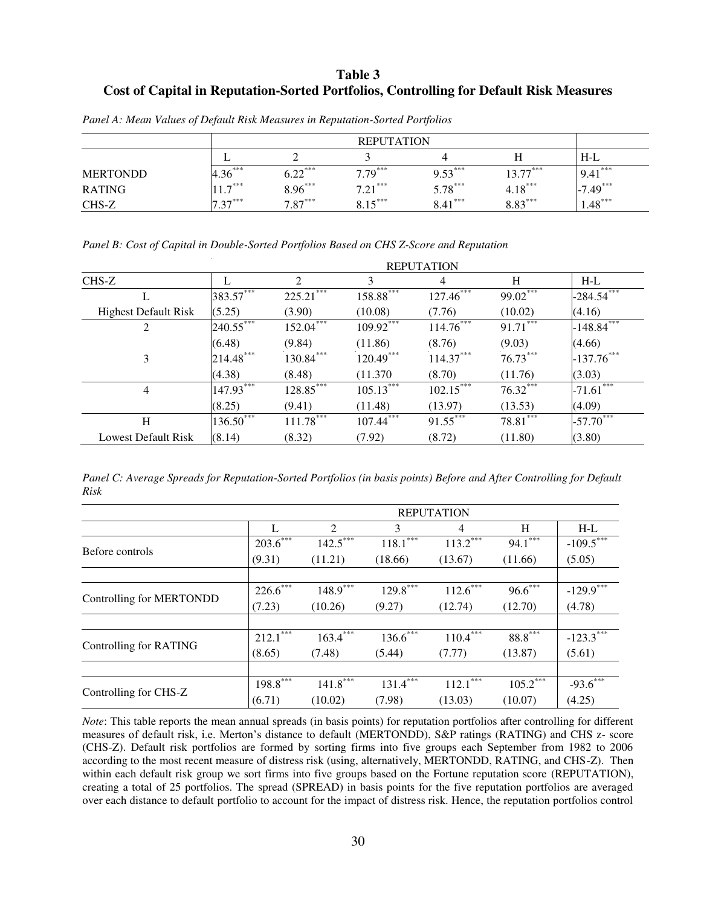**Table 3**
**Cost of Capital in Reputation-Sorted Portfolios, Controlling for Default Risk Measures**

*Panel A: Mean Values of Default Risk Measures in Reputation-Sorted Portfolios*

| | REPUTATION | | | | | |
|---|---|---|---|---|---|---|
| | L | 2 | 3 | 4 | H | H-L |
| MERTONDD | 4.36*** | 6.22*** | 7.79*** | 9.53*** | 13.77*** | 9.41*** |
| RATING | 11.7*** | 8.96*** | 7.21*** | 5.78*** | 4.18*** | -7.49*** |
| CHS-Z | 7.37*** | 7.87*** | 8.15*** | 8.41*** | 8.83*** | 1.48*** |

*Panel B: Cost of Capital in Double-Sorted Portfolios Based on CHS Z-Score and Reputation*

| | REPUTATION | | | | | |
|---|---|---|---|---|---|---|
| CHS-Z | L | 2 | 3 | 4 | H | H-L |
| L | 383.57*** | 225.21*** | 158.88*** | 127.46*** | 99.02*** | -284.54*** |
| Highest Default Risk | (5.25) | (3.90) | (10.08) | (7.76) | (10.02) | (4.16) |
| 2 | 240.55*** | 152.04*** | 109.92*** | 114.76*** | 91.71*** | -148.84*** |
| | (6.48) | (9.84) | (11.86) | (8.76) | (9.03) | (4.66) |
| 3 | 214.48*** | 130.84*** | 120.49*** | 114.37*** | 76.73*** | -137.76*** |
| | (4.38) | (8.48) | (11.370 | (8.70) | (11.76) | (3.03) |
| 4 | 147.93*** | 128.85*** | 105.13*** | 102.15*** | 76.32*** | -71.61*** |
| | (8.25) | (9.41) | (11.48) | (13.97) | (13.53) | (4.09) |
| H | 136.50*** | 111.78*** | 107.44*** | 91.55*** | 78.81*** | -57.70*** |
| Lowest Default Risk | (8.14) | (8.32) | (7.92) | (8.72) | (11.80) | (3.80) |

*Panel C: Average Spreads for Reputation-Sorted Portfolios (in basis points) Before and After Controlling for Default Risk*

| | REPUTATION | | | | | |
|---|---|---|---|---|---|---|
| | L | 2 | 3 | 4 | H | H-L |
| Before controls | 203.6*** | 142.5*** | 118.1*** | 113.2*** | 94.1*** | -109.5*** |
| | (9.31) | (11.21) | (18.66) | (13.67) | (11.66) | (5.05) |
| Controlling for MERTONDD | 226.6*** | 148.9*** | 129.8*** | 112.6*** | 96.6*** | -129.9*** |
| | (7.23) | (10.26) | (9.27) | (12.74) | (12.70) | (4.78) |
| Controlling for RATING | 212.1*** | 163.4*** | 136.6*** | 110.4*** | 88.8*** | -123.3*** |
| | (8.65) | (7.48) | (5.44) | (7.77) | (13.87) | (5.61) |
| Controlling for CHS-Z | 198.8*** | 141.8*** | 131.4*** | 112.1*** | 105.2*** | -93.6*** |
| | (6.71) | (10.02) | (7.98) | (13.03) | (10.07) | (4.25) |

*Note*: This table reports the mean annual spreads (in basis points) for reputation portfolios after controlling for different measures of default risk, i.e. Merton's distance to default (MERTONDD), S&P ratings (RATING) and CHS z- score (CHS-Z). Default risk portfolios are formed by sorting firms into five groups each September from 1982 to 2006 according to the most recent measure of distress risk (using, alternatively, MERTONDD, RATING, and CHS-Z). Then within each default risk group we sort firms into five groups based on the Fortune reputation score (REPUTATION), creating a total of 25 portfolios. The spread (SPREAD) in basis points for the five reputation portfolios are averaged over each distance to default portfolio to account for the impact of distress risk. Hence, the reputation portfolios control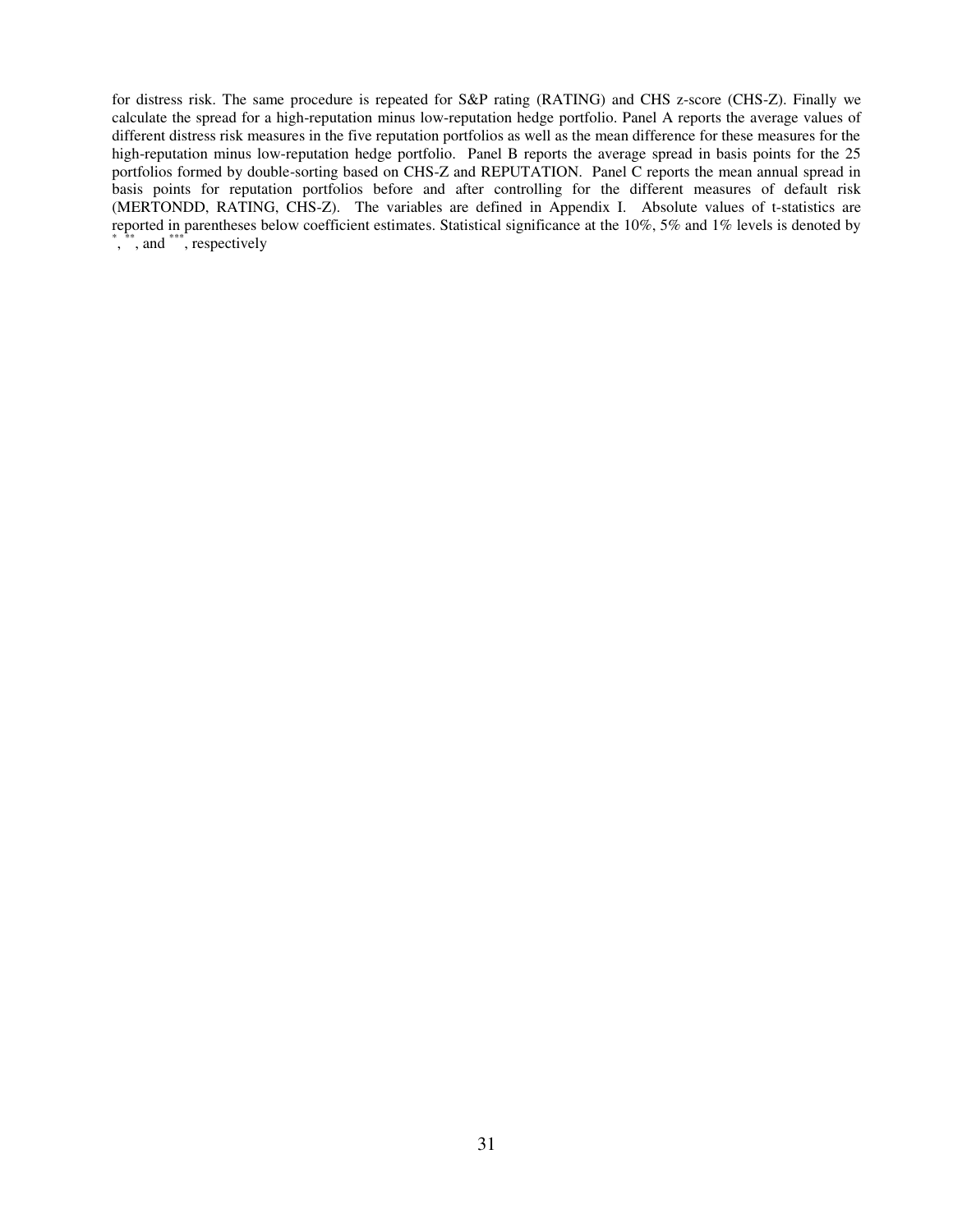for distress risk. The same procedure is repeated for S&P rating (RATING) and CHS z-score (CHS-Z). Finally we calculate the spread for a high-reputation minus low-reputation hedge portfolio. Panel A reports the average values of different distress risk measures in the five reputation portfolios as well as the mean difference for these measures for the high-reputation minus low-reputation hedge portfolio. Panel B reports the average spread in basis points for the 25 portfolios formed by double-sorting based on CHS-Z and REPUTATION. Panel C reports the mean annual spread in basis points for reputation portfolios before and after controlling for the different measures of default risk (MERTONDD, RATING, CHS-Z). The variables are defined in Appendix I. Absolute values of t-statistics are reported in parentheses below coefficient estimates. Statistical significance at the 10%, 5% and 1% levels is denoted by *, **, and ***, respectively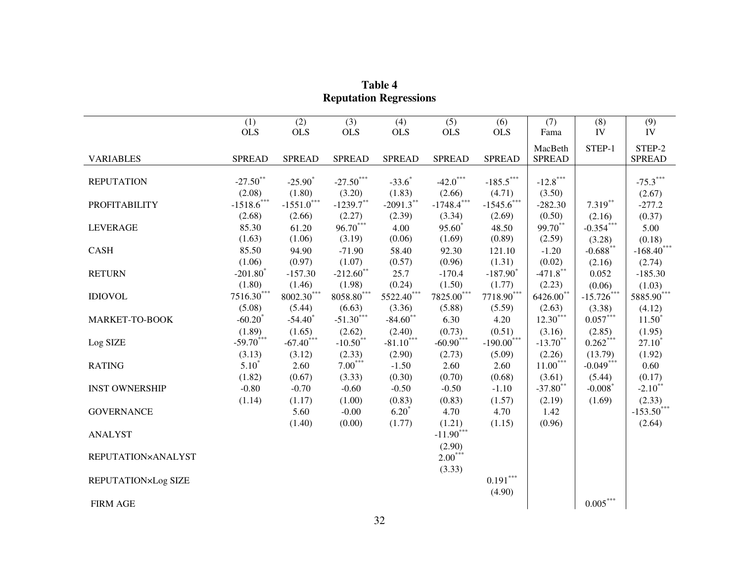# Table 4
## Reputation Regressions

| VARIABLES | (1) OLS SPREAD | (2) OLS SPREAD | (3) OLS SPREAD | (4) OLS SPREAD | (5) OLS SPREAD | (6) OLS SPREAD | (7) Fama MacBeth SPREAD | (8) IV STEP-1 | (9) IV STEP-2 SPREAD |
|---|---|---|---|---|---|---|---|---|---|
| REPUTATION | -27.50** | -25.90* | -27.50*** | -33.6* | -42.0*** | -185.5*** | -12.8*** | | -75.3*** |
| | (2.08) | (1.80) | (3.20) | (1.83) | (2.66) | (4.71) | (3.50) | | (2.67) |
| PROFITABILITY | -1518.6*** | -1551.0*** | -1239.7** | -2091.3** | -1748.4*** | -1545.6*** | -282.30 | 7.319** | -277.2 |
| | (2.68) | (2.66) | (2.27) | (2.39) | (3.34) | (2.69) | (0.50) | (2.16) | (0.37) |
| LEVERAGE | 85.30 | 61.20 | 96.70*** | 4.00 | 95.60* | 48.50 | 99.70** | -0.354*** | 5.00 |
| | (1.63) | (1.06) | (3.19) | (0.06) | (1.69) | (0.89) | (2.59) | (3.28) | (0.18) |
| CASH | 85.50 | 94.90 | -71.90 | 58.40 | 92.30 | 121.10 | -1.20 | -0.688** | -168.40*** |
| | (1.06) | (0.97) | (1.07) | (0.57) | (0.96) | (1.31) | (0.02) | (2.16) | (2.74) |
| RETURN | -201.80* | -157.30 | -212.60** | 25.7 | -170.4 | -187.90* | -471.8** | 0.052 | -185.30 |
| | (1.80) | (1.46) | (1.98) | (0.24) | (1.50) | (1.77) | (2.23) | (0.06) | (1.03) |
| IDIOVOL | 7516.30*** | 8002.30*** | 8058.80*** | 5522.40*** | 7825.00*** | 7718.90*** | 6426.00** | -15.726*** | 5885.90*** |
| | (5.08) | (5.44) | (6.63) | (3.36) | (5.88) | (5.59) | (2.63) | (3.38) | (4.12) |
| MARKET-TO-BOOK | -60.20* | -54.40* | -51.30*** | -84.60** | 6.30 | 4.20 | 12.30*** | 0.057*** | 11.50* |
| | (1.89) | (1.65) | (2.62) | (2.40) | (0.73) | (0.51) | (3.16) | (2.85) | (1.95) |
| Log SIZE | -59.70*** | -67.40*** | -10.50** | -81.10*** | -60.90*** | -190.00*** | -13.70** | 0.262*** | 27.10* |
| | (3.13) | (3.12) | (2.33) | (2.90) | (2.73) | (5.09) | (2.26) | (13.79) | (1.92) |
| RATING | 5.10* | 2.60 | 7.00*** | -1.50 | 2.60 | 2.60 | 11.00*** | -0.049*** | 0.60 |
| | (1.82) | (0.67) | (3.33) | (0.30) | (0.70) | (0.68) | (3.61) | (5.44) | (0.17) |
| INST OWNERSHIP | -0.80 | -0.70 | -0.60 | -0.50 | -0.50 | -1.10 | -37.80** | -0.008* | -2.10** |
| | (1.14) | (1.17) | (1.00) | (0.83) | (0.83) | (1.57) | (2.19) | (1.69) | (2.33) |
| GOVERNANCE | | 5.60 | -0.00 | 6.20* | 4.70 | 4.70 | 1.42 | | -153.50*** |
| | | (1.40) | (0.00) | (1.77) | (1.21) | (1.15) | (0.96) | | (2.64) |
| ANALYST | | | | | -11.90*** | | | | |
| | | | | | (2.90) | | | | |
| REPUTATION×ANALYST | | | | | 2.00*** | | | | |
| | | | | | (3.33) | | | | |
| REPUTATION×Log SIZE | | | | | | 0.191*** | | | |
| | | | | | | (4.90) | | | |
| FIRM AGE | | | | | | | | 0.005*** | |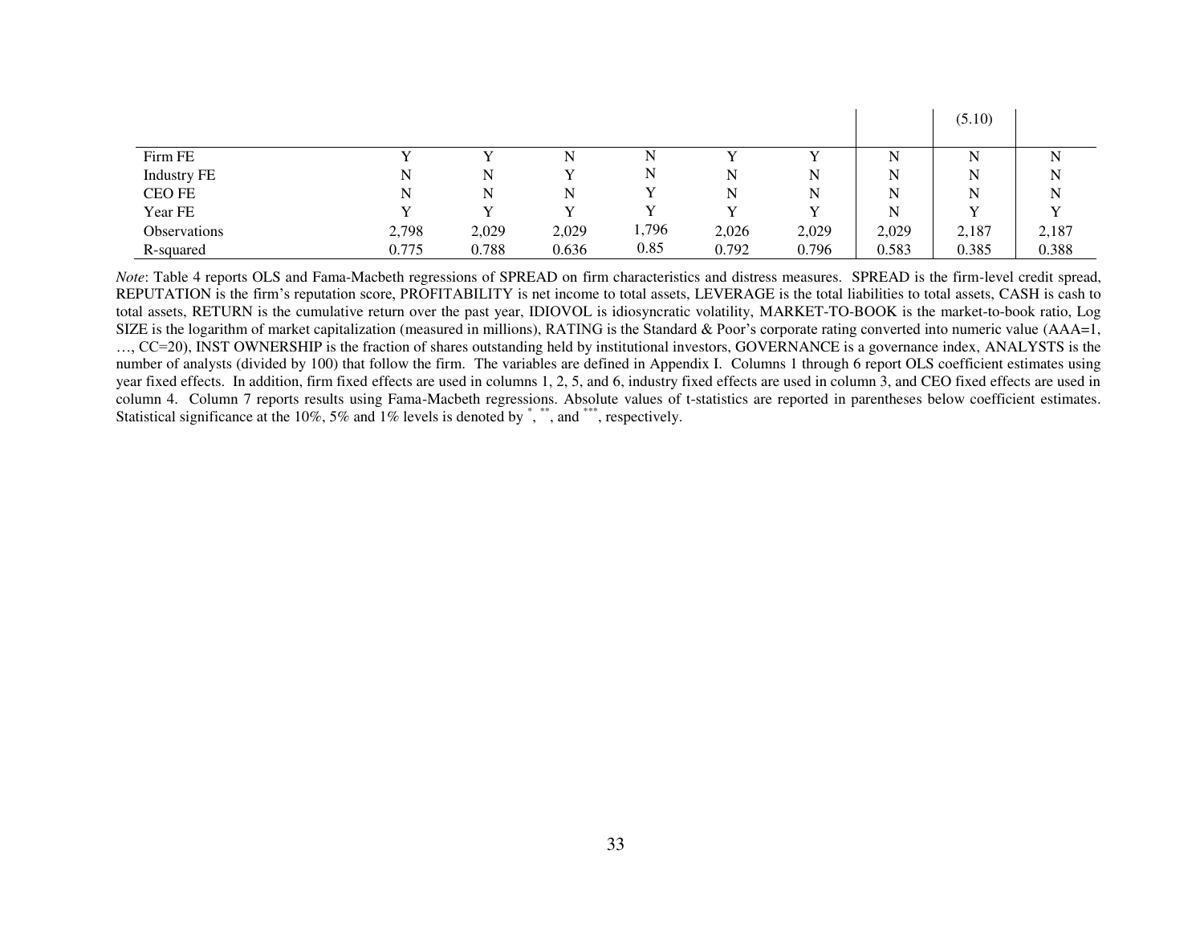| | | | | | | | | | |
|---|---|---|---|---|---|---|---|---|---|
| | | | | | | | | (5.10) | |
| Firm FE | Y | Y | N | N | Y | Y | N | N | N |
| Industry FE | N | N | Y | N | N | N | N | N | N |
| CEO FE | N | N | N | Y | N | N | N | N | N |
| Year FE | Y | Y | Y | Y | Y | Y | N | Y | Y |
| Observations | 2,798 | 2,029 | 2,029 | 1,796 | 2,026 | 2,029 | 2,029 | 2,187 | 2,187 |
| R-squared | 0.775 | 0.788 | 0.636 | 0.85 | 0.792 | 0.796 | 0.583 | 0.385 | 0.388 |

*Note*: Table 4 reports OLS and Fama-Macbeth regressions of SPREAD on firm characteristics and distress measures. SPREAD is the firm-level credit spread, REPUTATION is the firm's reputation score, PROFITABILITY is net income to total assets, LEVERAGE is the total liabilities to total assets, CASH is cash to total assets, RETURN is the cumulative return over the past year, IDIOVOL is idiosyncratic volatility, MARKET-TO-BOOK is the market-to-book ratio, Log SIZE is the logarithm of market capitalization (measured in millions), RATING is the Standard & Poor's corporate rating converted into numeric value (AAA=1, …, CC=20), INST OWNERSHIP is the fraction of shares outstanding held by institutional investors, GOVERNANCE is a governance index, ANALYSTS is the number of analysts (divided by 100) that follow the firm. The variables are defined in Appendix I. Columns 1 through 6 report OLS coefficient estimates using year fixed effects. In addition, firm fixed effects are used in columns 1, 2, 5, and 6, industry fixed effects are used in column 3, and CEO fixed effects are used in column 4. Column 7 reports results using Fama-Macbeth regressions. Absolute values of t-statistics are reported in parentheses below coefficient estimates. Statistical significance at the 10%, 5% and 1% levels is denoted by *, **, and ***, respectively.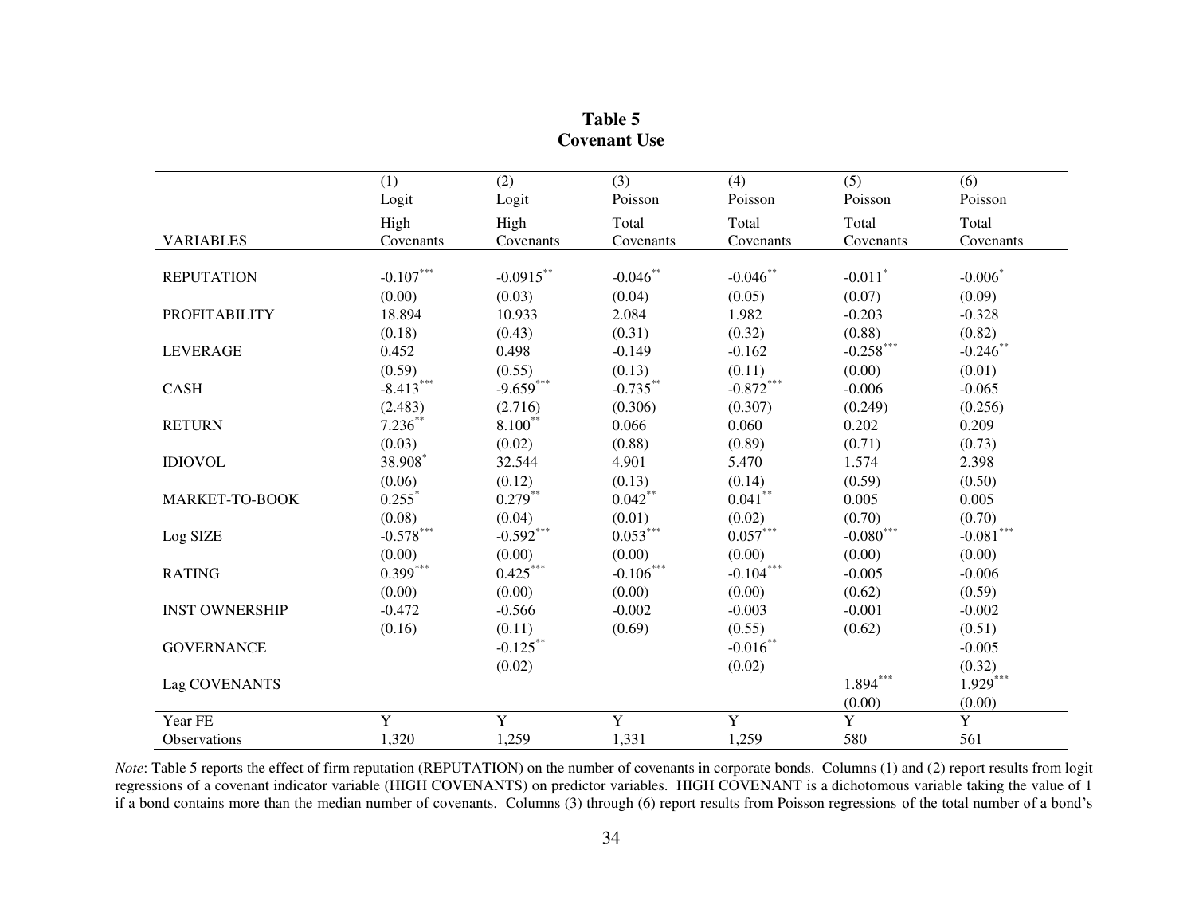**Table 5**
**Covenant Use**

| VARIABLES | (1) Logit High Covenants | (2) Logit High Covenants | (3) Poisson Total Covenants | (4) Poisson Total Covenants | (5) Poisson Total Covenants | (6) Poisson Total Covenants |
|---|---|---|---|---|---|---|
| REPUTATION | -0.107*** | -0.0915** | -0.046** | -0.046** | -0.011* | -0.006* |
| | (0.00) | (0.03) | (0.04) | (0.05) | (0.07) | (0.09) |
| PROFITABILITY | 18.894 | 10.933 | 2.084 | 1.982 | -0.203 | -0.328 |
| | (0.18) | (0.43) | (0.31) | (0.32) | (0.88) | (0.82) |
| LEVERAGE | 0.452 | 0.498 | -0.149 | -0.162 | -0.258*** | -0.246** |
| | (0.59) | (0.55) | (0.13) | (0.11) | (0.00) | (0.01) |
| CASH | -8.413*** | -9.659*** | -0.735** | -0.872*** | -0.006 | -0.065 |
| | (2.483) | (2.716) | (0.306) | (0.307) | (0.249) | (0.256) |
| RETURN | 7.236** | 8.100** | 0.066 | 0.060 | 0.202 | 0.209 |
| | (0.03) | (0.02) | (0.88) | (0.89) | (0.71) | (0.73) |
| IDIOVOL | 38.908* | 32.544 | 4.901 | 5.470 | 1.574 | 2.398 |
| | (0.06) | (0.12) | (0.13) | (0.14) | (0.59) | (0.50) |
| MARKET-TO-BOOK | 0.255* | 0.279** | 0.042** | 0.041** | 0.005 | 0.005 |
| | (0.08) | (0.04) | (0.01) | (0.02) | (0.70) | (0.70) |
| Log SIZE | -0.578*** | -0.592*** | 0.053*** | 0.057*** | -0.080*** | -0.081*** |
| | (0.00) | (0.00) | (0.00) | (0.00) | (0.00) | (0.00) |
| RATING | 0.399*** | 0.425*** | -0.106*** | -0.104*** | -0.005 | -0.006 |
| | (0.00) | (0.00) | (0.00) | (0.00) | (0.62) | (0.59) |
| INST OWNERSHIP | -0.472 | -0.566 | -0.002 | -0.003 | -0.001 | -0.002 |
| | (0.16) | (0.11) | (0.69) | (0.55) | (0.62) | (0.51) |
| GOVERNANCE | | -0.125** | | -0.016** | | -0.005 |
| | | (0.02) | | (0.02) | | (0.32) |
| Lag COVENANTS | | | | | 1.894*** | 1.929*** |
| | | | | | (0.00) | (0.00) |
| Year FE | Y | Y | Y | Y | Y | Y |
| Observations | 1,320 | 1,259 | 1,331 | 1,259 | 580 | 561 |

*Note*: Table 5 reports the effect of firm reputation (REPUTATION) on the number of covenants in corporate bonds. Columns (1) and (2) report results from logit regressions of a covenant indicator variable (HIGH COVENANTS) on predictor variables. HIGH COVENANT is a dichotomous variable taking the value of 1 if a bond contains more than the median number of covenants. Columns (3) through (6) report results from Poisson regressions of the total number of a bond's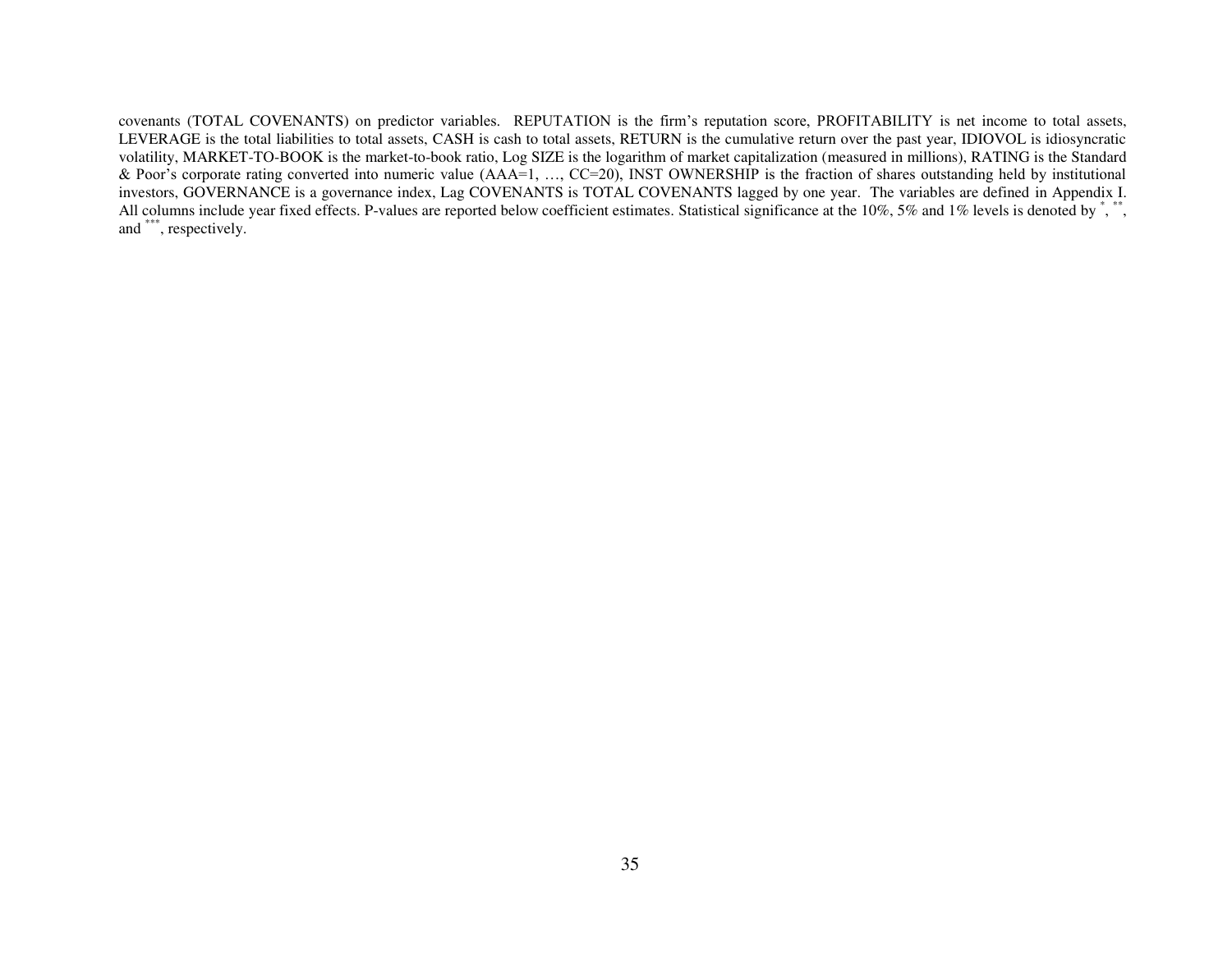covenants (TOTAL COVENANTS) on predictor variables. REPUTATION is the firm's reputation score, PROFITABILITY is net income to total assets, LEVERAGE is the total liabilities to total assets, CASH is cash to total assets, RETURN is the cumulative return over the past year, IDIOVOL is idiosyncratic volatility, MARKET-TO-BOOK is the market-to-book ratio, Log SIZE is the logarithm of market capitalization (measured in millions), RATING is the Standard & Poor's corporate rating converted into numeric value (AAA=1, …, CC=20), INST OWNERSHIP is the fraction of shares outstanding held by institutional investors, GOVERNANCE is a governance index, Lag COVENANTS is TOTAL COVENANTS lagged by one year. The variables are defined in Appendix I. All columns include year fixed effects. P-values are reported below coefficient estimates. Statistical significance at the 10%, 5% and 1% levels is denoted by *, **, and ***, respectively.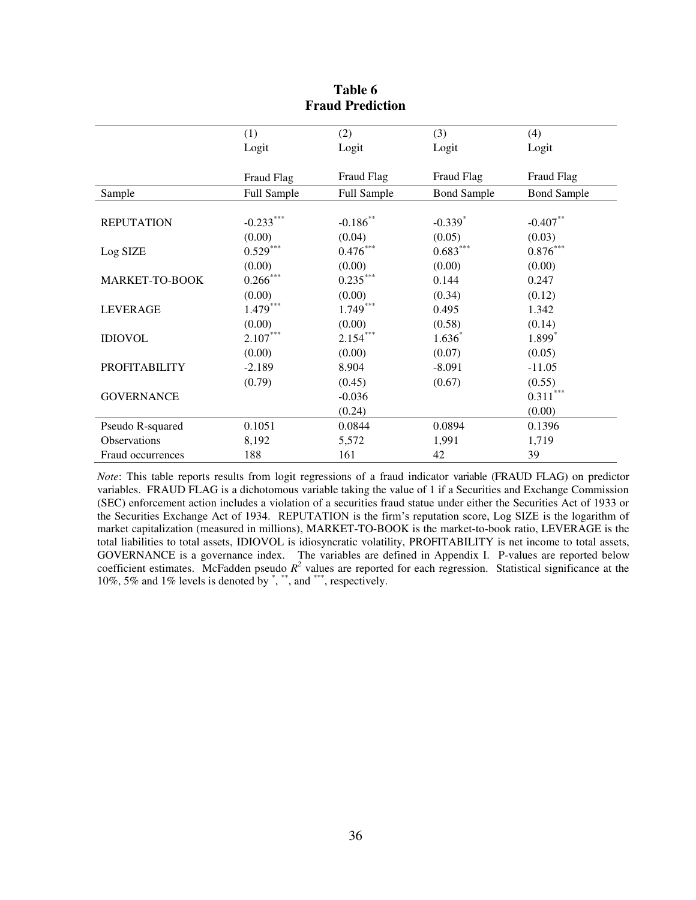**Table 6**
**Fraud Prediction**

| | (1) Logit | (2) Logit | (3) Logit | (4) Logit |
|---|---|---|---|---|
| | Fraud Flag | Fraud Flag | Fraud Flag | Fraud Flag |
| Sample | Full Sample | Full Sample | Bond Sample | Bond Sample |
| REPUTATION | -0.233*** | -0.186** | -0.339* | -0.407** |
| | (0.00) | (0.04) | (0.05) | (0.03) |
| Log SIZE | 0.529*** | 0.476*** | 0.683*** | 0.876*** |
| | (0.00) | (0.00) | (0.00) | (0.00) |
| MARKET-TO-BOOK | 0.266*** | 0.235*** | 0.144 | 0.247 |
| | (0.00) | (0.00) | (0.34) | (0.12) |
| LEVERAGE | 1.479*** | 1.749*** | 0.495 | 1.342 |
| | (0.00) | (0.00) | (0.58) | (0.14) |
| IDIOVOL | 2.107*** | 2.154*** | 1.636* | 1.899* |
| | (0.00) | (0.00) | (0.07) | (0.05) |
| PROFITABILITY | -2.189 | 8.904 | -8.091 | -11.05 |
| | (0.79) | (0.45) | (0.67) | (0.55) |
| GOVERNANCE | | -0.036 | | 0.311*** |
| | | (0.24) | | (0.00) |
| Pseudo R-squared | 0.1051 | 0.0844 | 0.0894 | 0.1396 |
| Observations | 8,192 | 5,572 | 1,991 | 1,719 |
| Fraud occurrences | 188 | 161 | 42 | 39 |

*Note*: This table reports results from logit regressions of a fraud indicator variable (FRAUD FLAG) on predictor variables. FRAUD FLAG is a dichotomous variable taking the value of 1 if a Securities and Exchange Commission (SEC) enforcement action includes a violation of a securities fraud statue under either the Securities Act of 1933 or the Securities Exchange Act of 1934. REPUTATION is the firm's reputation score, Log SIZE is the logarithm of market capitalization (measured in millions), MARKET-TO-BOOK is the market-to-book ratio, LEVERAGE is the total liabilities to total assets, IDIOVOL is idiosyncratic volatility, PROFITABILITY is net income to total assets, GOVERNANCE is a governance index. The variables are defined in Appendix I. P-values are reported below coefficient estimates. McFadden pseudo $R^2$ values are reported for each regression. Statistical significance at the 10%, 5% and 1% levels is denoted by *, **, and ***, respectively.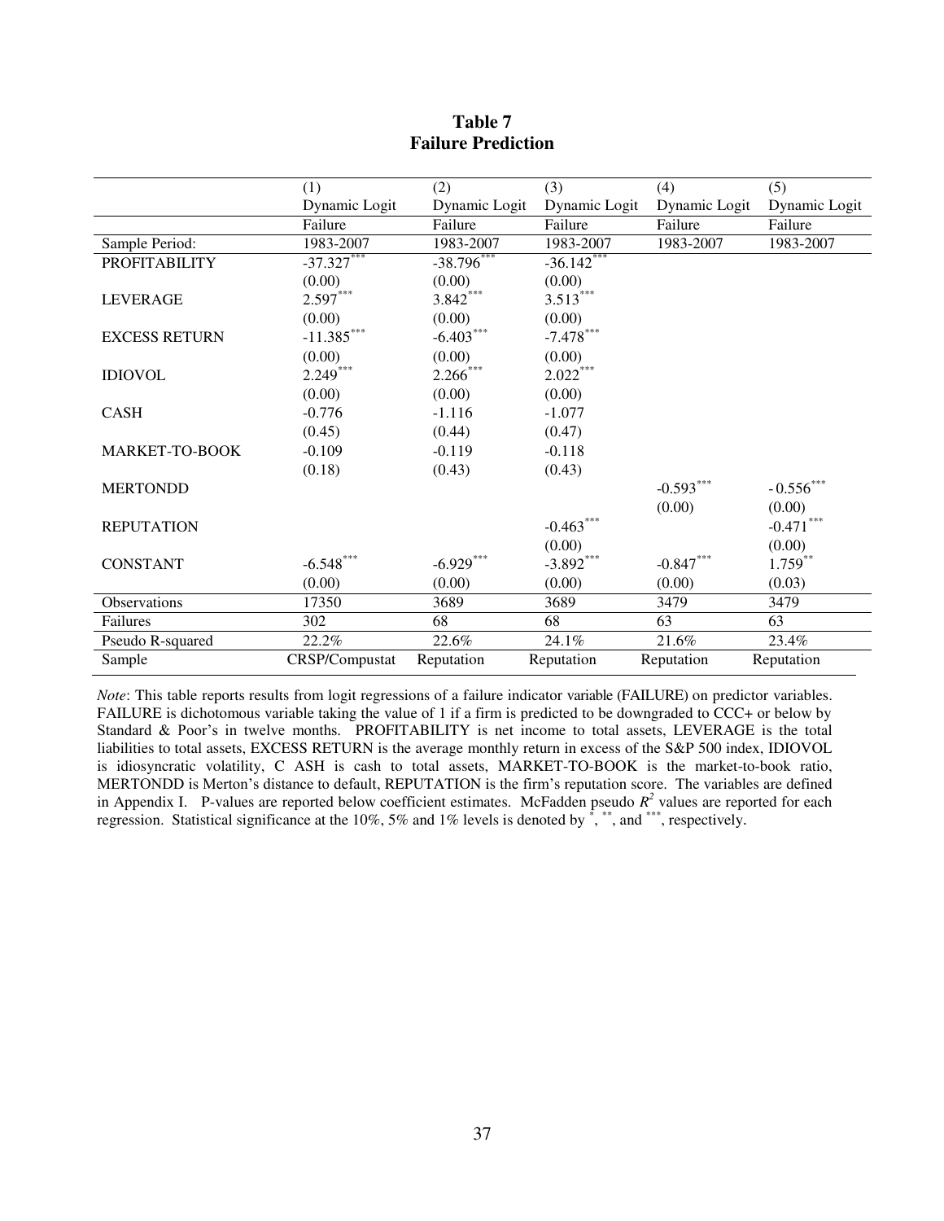**Table 7**
**Failure Prediction**

| | (1) | (2) | (3) | (4) | (5) |
|---|---|---|---|---|---|
| | Dynamic Logit | Dynamic Logit | Dynamic Logit | Dynamic Logit | Dynamic Logit |
| | Failure | Failure | Failure | Failure | Failure |
| Sample Period: | 1983-2007 | 1983-2007 | 1983-2007 | 1983-2007 | 1983-2007 |
| PROFITABILITY | -37.327*** | -38.796*** | -36.142*** | | |
| | (0.00) | (0.00) | (0.00) | | |
| LEVERAGE | 2.597*** | 3.842*** | 3.513*** | | |
| | (0.00) | (0.00) | (0.00) | | |
| EXCESS RETURN | -11.385*** | -6.403*** | -7.478*** | | |
| | (0.00) | (0.00) | (0.00) | | |
| IDIOVOL | 2.249*** | 2.266*** | 2.022*** | | |
| | (0.00) | (0.00) | (0.00) | | |
| CASH | -0.776 | -1.116 | -1.077 | | |
| | (0.45) | (0.44) | (0.47) | | |
| MARKET-TO-BOOK | -0.109 | -0.119 | -0.118 | | |
| | (0.18) | (0.43) | (0.43) | | |
| MERTONDD | | | | -0.593*** | -0.556*** |
| | | | | (0.00) | (0.00) |
| REPUTATION | | | -0.463*** | | -0.471*** |
| | | | (0.00) | | (0.00) |
| CONSTANT | -6.548*** | -6.929*** | -3.892*** | -0.847*** | 1.759** |
| | (0.00) | (0.00) | (0.00) | (0.00) | (0.03) |
| Observations | 17350 | 3689 | 3689 | 3479 | 3479 |
| Failures | 302 | 68 | 68 | 63 | 63 |
| Pseudo R-squared | 22.2% | 22.6% | 24.1% | 21.6% | 23.4% |
| Sample | CRSP/Compustat | Reputation | Reputation | Reputation | Reputation |

*Note*: This table reports results from logit regressions of a failure indicator variable (FAILURE) on predictor variables. FAILURE is dichotomous variable taking the value of 1 if a firm is predicted to be downgraded to CCC+ or below by Standard & Poor's in twelve months. PROFITABILITY is net income to total assets, LEVERAGE is the total liabilities to total assets, EXCESS RETURN is the average monthly return in excess of the S&P 500 index, IDIOVOL is idiosyncratic volatility, C ASH is cash to total assets, MARKET-TO-BOOK is the market-to-book ratio, MERTONDD is Merton's distance to default, REPUTATION is the firm's reputation score. The variables are defined in Appendix I. P-values are reported below coefficient estimates. McFadden pseudo $R^2$ values are reported for each regression. Statistical significance at the 10%, 5% and 1% levels is denoted by *, **, and ***, respectively.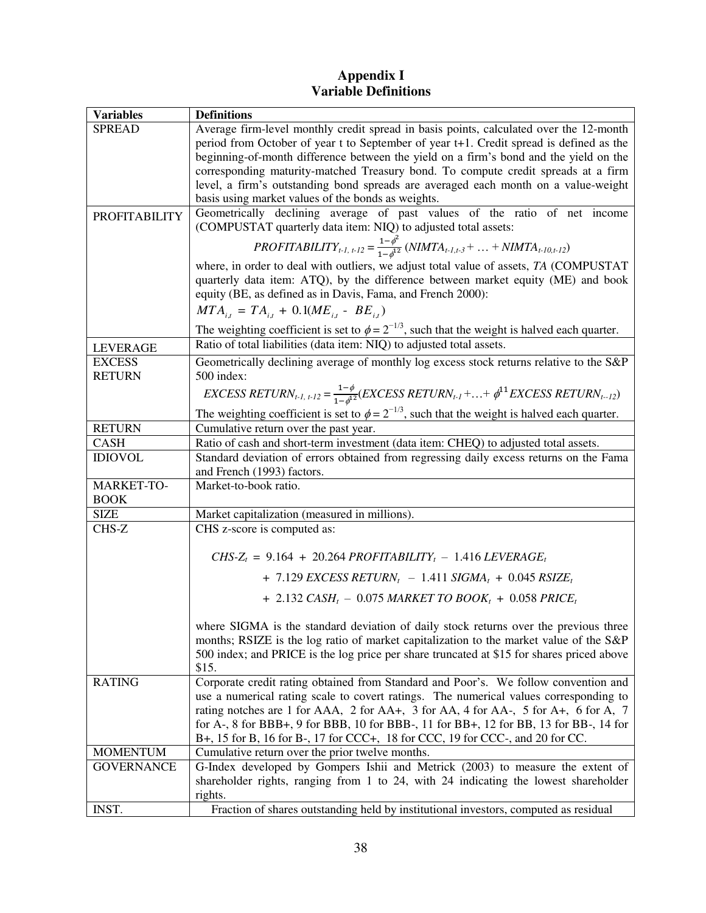## Appendix I
## Variable Definitions

| Variables | Definitions |
|---|---|
| SPREAD | Average firm-level monthly credit spread in basis points, calculated over the 12-month period from October of year t to September of year t+1. Credit spread is defined as the beginning-of-month difference between the yield on a firm's bond and the yield on the corresponding maturity-matched Treasury bond. To compute credit spreads at a firm level, a firm's outstanding bond spreads are averaged each month on a value-weight basis using market values of the bonds as weights. |
| PROFITABILITY | Geometrically declining average of past values of the ratio of net income (COMPUSTAT quarterly data item: NIQ) to adjusted total assets: $$PROFITABILITY_{t-1,\,t-12} = \frac{1-\phi^{2}}{1-\phi^{12}}\,(NIMTA_{t-1,t-3} + \ldots + NIMTA_{t-10,t-12})$$ where, in order to deal with outliers, we adjust total value of assets, *TA* (COMPUSTAT quarterly data item: ATQ), by the difference between market equity (ME) and book equity (BE, as defined as in Davis, Fama, and French 2000): $MTA_{i,t} = TA_{i,t} + 0.1(ME_{i,t} - BE_{i,t})$ The weighting coefficient is set to $\phi = 2^{-1/3}$, such that the weight is halved each quarter. |
| LEVERAGE | Ratio of total liabilities (data item: NIQ) to adjusted total assets. |
| EXCESS RETURN | Geometrically declining average of monthly log excess stock returns relative to the S&P 500 index: $$EXCESS\ RETURN_{t-1,\,t-12} = \frac{1-\phi}{1-\phi^{12}}(EXCESS\ RETURN_{t-1} + \ldots + \phi^{11}\,EXCESS\ RETURN_{t-12})$$ The weighting coefficient is set to $\phi = 2^{-1/3}$, such that the weight is halved each quarter. |
| RETURN | Cumulative return over the past year. |
| CASH | Ratio of cash and short-term investment (data item: CHEQ) to adjusted total assets. |
| IDIOVOL | Standard deviation of errors obtained from regressing daily excess returns on the Fama and French (1993) factors. |
| MARKET-TO-BOOK | Market-to-book ratio. |
| SIZE | Market capitalization (measured in millions). |
| CHS-Z | CHS z-score is computed as: $$CHS\text{-}Z_t = 9.164 + 20.264\,PROFITABILITY_t - 1.416\,LEVERAGE_t + 7.129\,EXCESS\ RETURN_t - 1.411\,SIGMA_t + 0.045\,RSIZE_t + 2.132\,CASH_t - 0.075\,MARKET\ TO\ BOOK_t + 0.058\,PRICE_t$$ where SIGMA is the standard deviation of daily stock returns over the previous three months; RSIZE is the log ratio of market capitalization to the market value of the S&P 500 index; and PRICE is the log price per share truncated at \$15 for shares priced above \$15. |
| RATING | Corporate credit rating obtained from Standard and Poor's. We follow convention and use a numerical rating scale to covert ratings. The numerical values corresponding to rating notches are 1 for AAA, 2 for AA+, 3 for AA, 4 for AA-, 5 for A+, 6 for A, 7 for A-, 8 for BBB+, 9 for BBB, 10 for BBB-, 11 for BB+, 12 for BB, 13 for BB-, 14 for B+, 15 for B, 16 for B-, 17 for CCC+, 18 for CCC, 19 for CCC-, and 20 for CC. |
| MOMENTUM | Cumulative return over the prior twelve months. |
| GOVERNANCE | G-Index developed by Gompers Ishii and Metrick (2003) to measure the extent of shareholder rights, ranging from 1 to 24, with 24 indicating the lowest shareholder rights. |
| INST. | Fraction of shares outstanding held by institutional investors, computed as residual |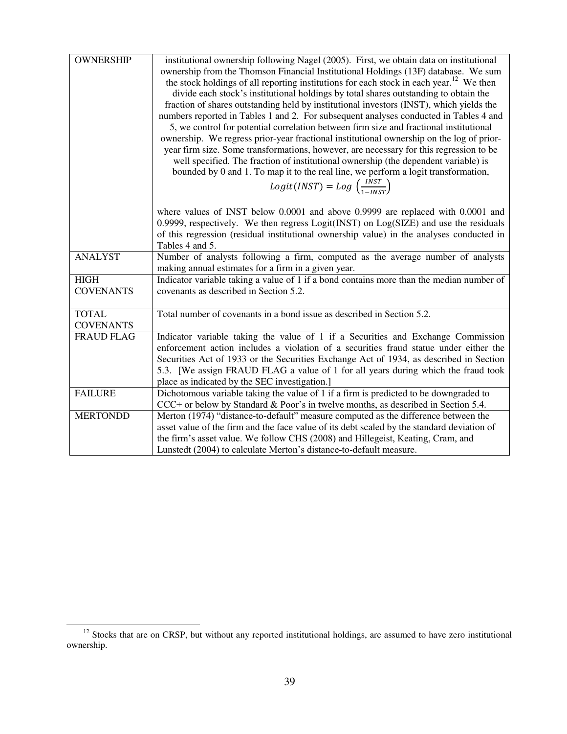| | |
|---|---|
| OWNERSHIP | institutional ownership following Nagel (2005). First, we obtain data on institutional ownership from the Thomson Financial Institutional Holdings (13F) database. We sum the stock holdings of all reporting institutions for each stock in each year.[12] We then divide each stock's institutional holdings by total shares outstanding to obtain the fraction of shares outstanding held by institutional investors (INST), which yields the numbers reported in Tables 1 and 2. For subsequent analyses conducted in Tables 4 and 5, we control for potential correlation between firm size and fractional institutional ownership. We regress prior-year fractional institutional ownership on the log of prior-year firm size. Some transformations, however, are necessary for this regression to be well specified. The fraction of institutional ownership (the dependent variable) is bounded by 0 and 1. To map it to the real line, we perform a logit transformation, $Logit(INST) = Log\left(\frac{INST}{1-INST}\right)$ where values of INST below 0.0001 and above 0.9999 are replaced with 0.0001 and 0.9999, respectively. We then regress Logit(INST) on Log(SIZE) and use the residuals of this regression (residual institutional ownership value) in the analyses conducted in Tables 4 and 5. |
| ANALYST | Number of analysts following a firm, computed as the average number of analysts making annual estimates for a firm in a given year. |
| HIGH COVENANTS | Indicator variable taking a value of 1 if a bond contains more than the median number of covenants as described in Section 5.2. |
| TOTAL COVENANTS | Total number of covenants in a bond issue as described in Section 5.2. |
| FRAUD FLAG | Indicator variable taking the value of 1 if a Securities and Exchange Commission enforcement action includes a violation of a securities fraud statue under either the Securities Act of 1933 or the Securities Exchange Act of 1934, as described in Section 5.3. [We assign FRAUD FLAG a value of 1 for all years during which the fraud took place as indicated by the SEC investigation.] |
| FAILURE | Dichotomous variable taking the value of 1 if a firm is predicted to be downgraded to CCC+ or below by Standard & Poor's in twelve months, as described in Section 5.4. |
| MERTONDD | Merton (1974) "distance-to-default" measure computed as the difference between the asset value of the firm and the face value of its debt scaled by the standard deviation of the firm's asset value. We follow CHS (2008) and Hillegeist, Keating, Cram, and Lunstedt (2004) to calculate Merton's distance-to-default measure. |

[12] Stocks that are on CRSP, but without any reported institutional holdings, are assumed to have zero institutional ownership.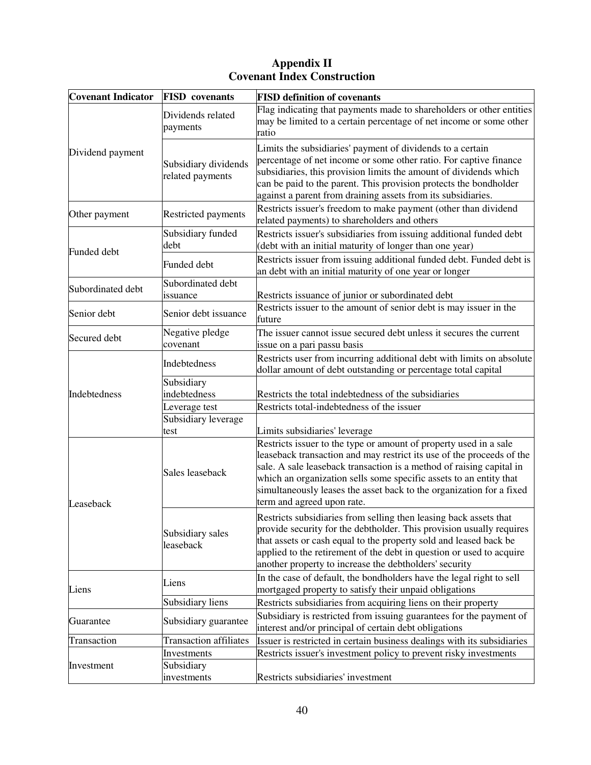# Appendix II
## Covenant Index Construction

| Covenant Indicator | FISD covenants | FISD definition of covenants |
|---|---|---|
| Dividend payment | Dividends related payments | Flag indicating that payments made to shareholders or other entities may be limited to a certain percentage of net income or some other ratio |
| | Subsidiary dividends related payments | Limits the subsidiaries' payment of dividends to a certain percentage of net income or some other ratio. For captive finance subsidiaries, this provision limits the amount of dividends which can be paid to the parent. This provision protects the bondholder against a parent from draining assets from its subsidiaries. |
| Other payment | Restricted payments | Restricts issuer's freedom to make payment (other than dividend related payments) to shareholders and others |
| Funded debt | Subsidiary funded debt | Restricts issuer's subsidiaries from issuing additional funded debt (debt with an initial maturity of longer than one year) |
| | Funded debt | Restricts issuer from issuing additional funded debt. Funded debt is an debt with an initial maturity of one year or longer |
| Subordinated debt | Subordinated debt issuance | Restricts issuance of junior or subordinated debt |
| Senior debt | Senior debt issuance | Restricts issuer to the amount of senior debt is may issuer in the future |
| Secured debt | Negative pledge covenant | The issuer cannot issue secured debt unless it secures the current issue on a pari passu basis |
| Indebtedness | Indebtedness | Restricts user from incurring additional debt with limits on absolute dollar amount of debt outstanding or percentage total capital |
| | Subsidiary indebtedness | Restricts the total indebtedness of the subsidiaries |
| | Leverage test | Restricts total-indebtedness of the issuer |
| | Subsidiary leverage test | Limits subsidiaries' leverage |
| Leaseback | Sales leaseback | Restricts issuer to the type or amount of property used in a sale leaseback transaction and may restrict its use of the proceeds of the sale. A sale leaseback transaction is a method of raising capital in which an organization sells some specific assets to an entity that simultaneously leases the asset back to the organization for a fixed term and agreed upon rate. |
| | Subsidiary sales leaseback | Restricts subsidiaries from selling then leasing back assets that provide security for the debtholder. This provision usually requires that assets or cash equal to the property sold and leased back be applied to the retirement of the debt in question or used to acquire another property to increase the debtholders' security |
| Liens | Liens | In the case of default, the bondholders have the legal right to sell mortgaged property to satisfy their unpaid obligations |
| | Subsidiary liens | Restricts subsidiaries from acquiring liens on their property |
| Guarantee | Subsidiary guarantee | Subsidiary is restricted from issuing guarantees for the payment of interest and/or principal of certain debt obligations |
| Transaction | Transaction affiliates | Issuer is restricted in certain business dealings with its subsidiaries |
| Investment | Investments | Restricts issuer's investment policy to prevent risky investments |
| | Subsidiary investments | Restricts subsidiaries' investment |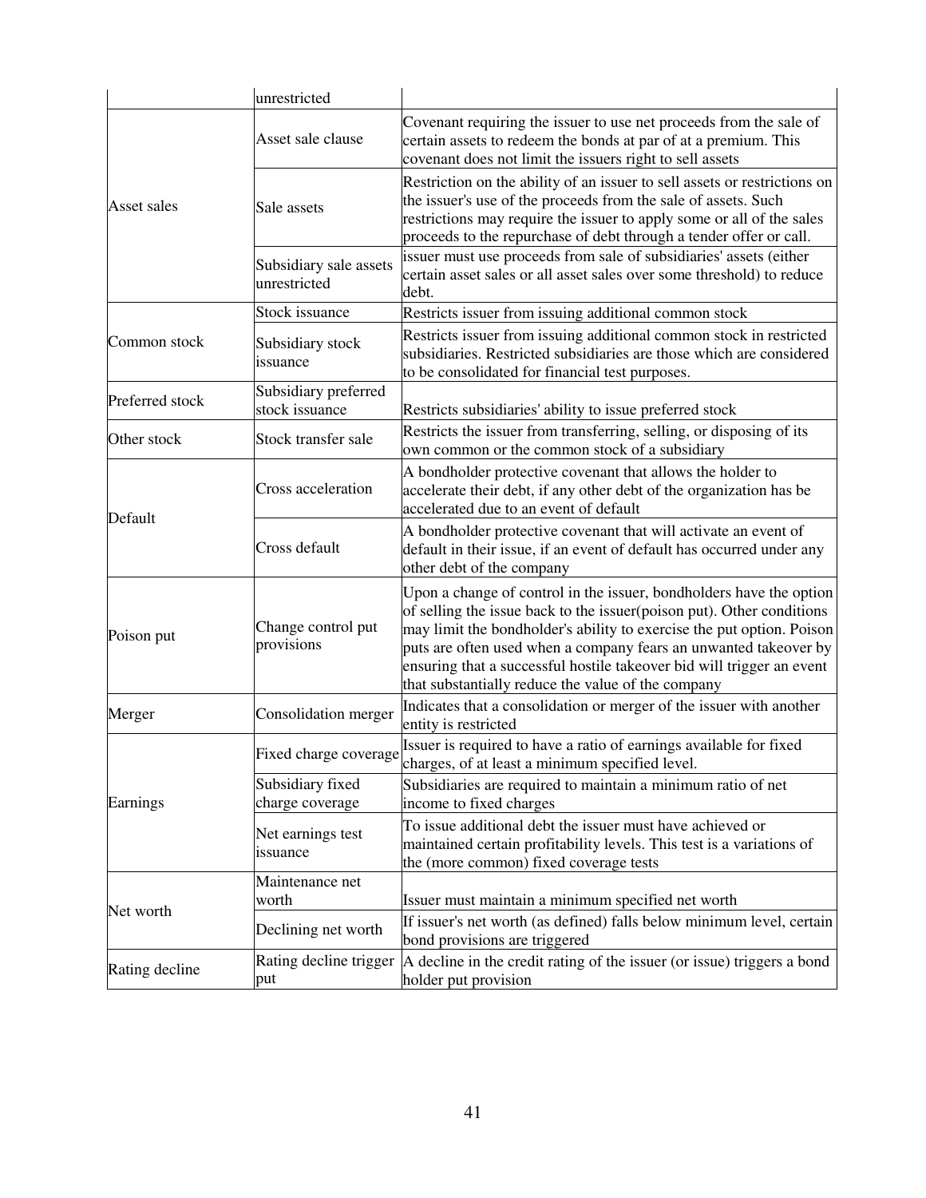| | | |
|---|---|---|
| | unrestricted | |
| Asset sales | Asset sale clause | Covenant requiring the issuer to use net proceeds from the sale of certain assets to redeem the bonds at par of at a premium. This covenant does not limit the issuers right to sell assets |
| | Sale assets | Restriction on the ability of an issuer to sell assets or restrictions on the issuer's use of the proceeds from the sale of assets. Such restrictions may require the issuer to apply some or all of the sales proceeds to the repurchase of debt through a tender offer or call. |
| | Subsidiary sale assets unrestricted | issuer must use proceeds from sale of subsidiaries' assets (either certain asset sales or all asset sales over some threshold) to reduce debt. |
| Common stock | Stock issuance | Restricts issuer from issuing additional common stock |
| | Subsidiary stock issuance | Restricts issuer from issuing additional common stock in restricted subsidiaries. Restricted subsidiaries are those which are considered to be consolidated for financial test purposes. |
| Preferred stock | Subsidiary preferred stock issuance | Restricts subsidiaries' ability to issue preferred stock |
| Other stock | Stock transfer sale | Restricts the issuer from transferring, selling, or disposing of its own common or the common stock of a subsidiary |
| Default | Cross acceleration | A bondholder protective covenant that allows the holder to accelerate their debt, if any other debt of the organization has be accelerated due to an event of default |
| | Cross default | A bondholder protective covenant that will activate an event of default in their issue, if an event of default has occurred under any other debt of the company |
| Poison put | Change control put provisions | Upon a change of control in the issuer, bondholders have the option of selling the issue back to the issuer(poison put). Other conditions may limit the bondholder's ability to exercise the put option. Poison puts are often used when a company fears an unwanted takeover by ensuring that a successful hostile takeover bid will trigger an event that substantially reduce the value of the company |
| Merger | Consolidation merger | Indicates that a consolidation or merger of the issuer with another entity is restricted |
| Earnings | Fixed charge coverage | Issuer is required to have a ratio of earnings available for fixed charges, of at least a minimum specified level. |
| | Subsidiary fixed charge coverage | Subsidiaries are required to maintain a minimum ratio of net income to fixed charges |
| | Net earnings test issuance | To issue additional debt the issuer must have achieved or maintained certain profitability levels. This test is a variations of the (more common) fixed coverage tests |
| Net worth | Maintenance net worth | Issuer must maintain a minimum specified net worth |
| | Declining net worth | If issuer's net worth (as defined) falls below minimum level, certain bond provisions are triggered |
| Rating decline | Rating decline trigger put | A decline in the credit rating of the issuer (or issue) triggers a bond holder put provision |